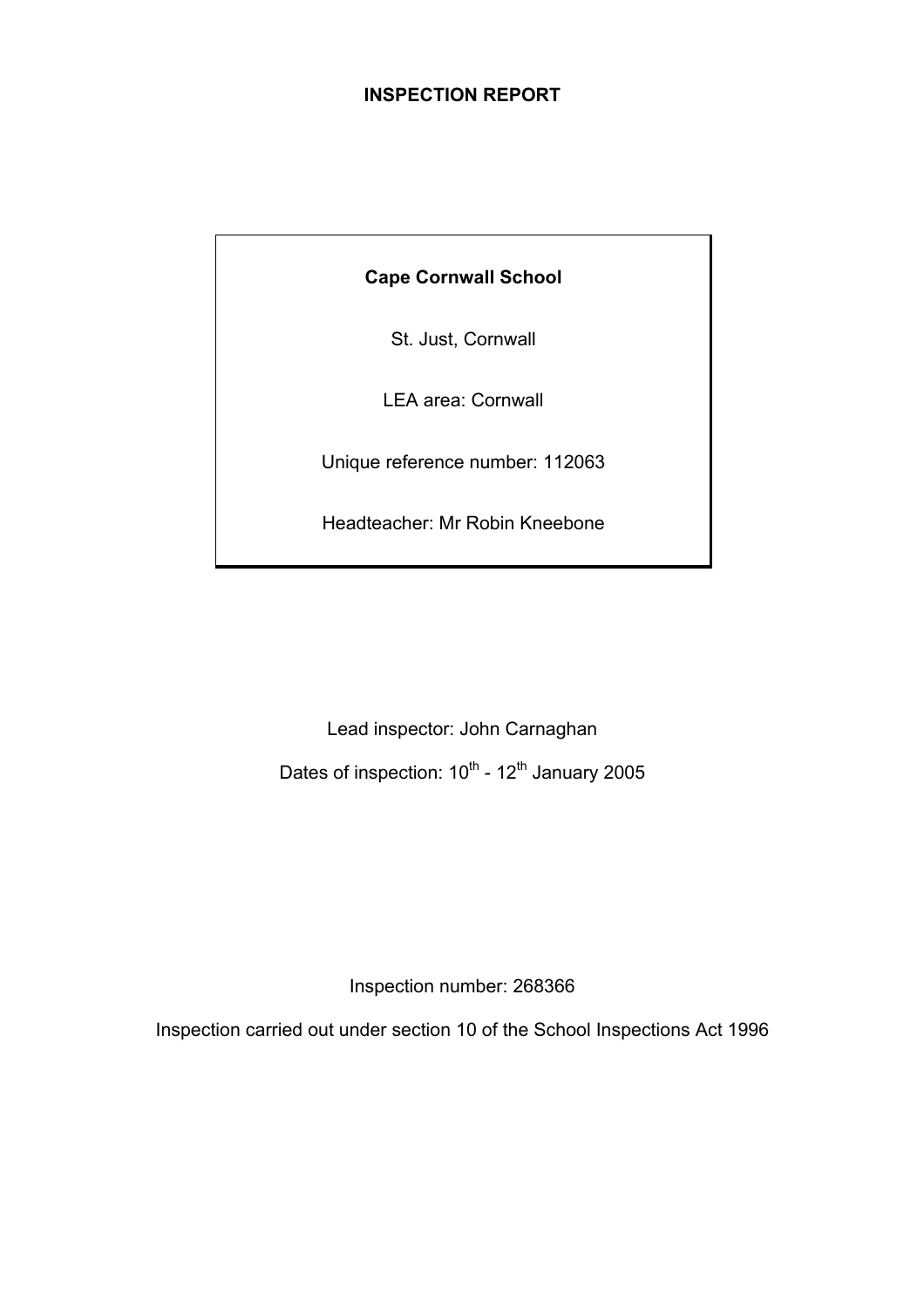# INSPECTION REPORT

**Cape Cornwall School**

St. Just, Cornwall

LEA area: Cornwall

Unique reference number: 112063

Headteacher: Mr Robin Kneebone

Lead inspector: John Carnaghan

Dates of inspection: 10th - 12th January 2005

Inspection number: 268366

Inspection carried out under section 10 of the School Inspections Act 1996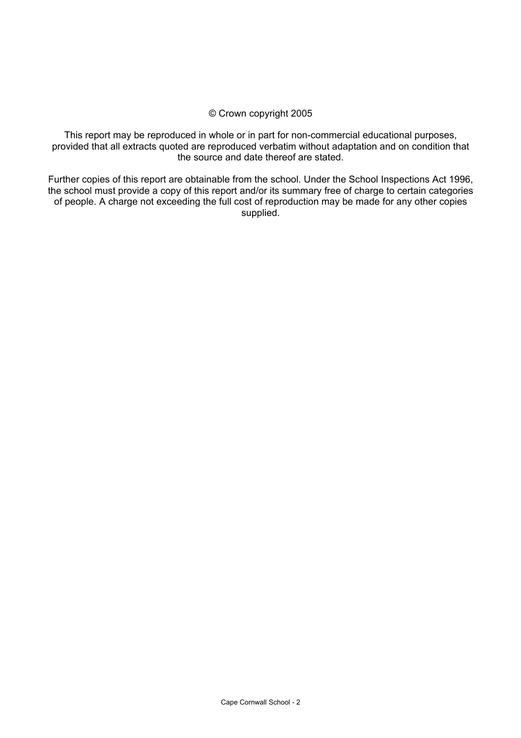© Crown copyright 2005

This report may be reproduced in whole or in part for non-commercial educational purposes, provided that all extracts quoted are reproduced verbatim without adaptation and on condition that the source and date thereof are stated.

Further copies of this report are obtainable from the school. Under the School Inspections Act 1996, the school must provide a copy of this report and/or its summary free of charge to certain categories of people. A charge not exceeding the full cost of reproduction may be made for any other copies supplied.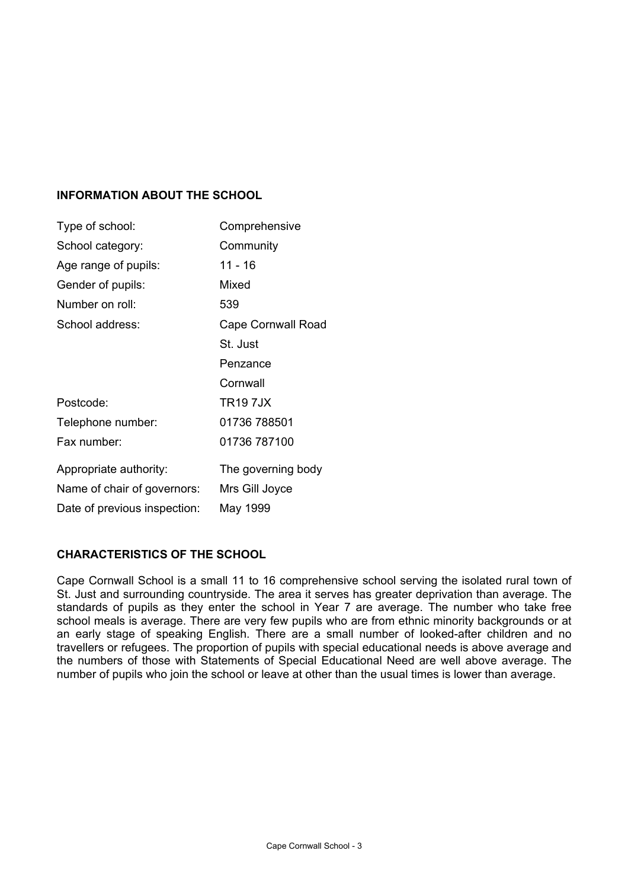## INFORMATION ABOUT THE SCHOOL

| | |
|---|---|
| Type of school: | Comprehensive |
| School category: | Community |
| Age range of pupils: | 11 - 16 |
| Gender of pupils: | Mixed |
| Number on roll: | 539 |
| School address: | Cape Cornwall Road |
| | St. Just |
| | Penzance |
| | Cornwall |
| Postcode: | TR19 7JX |
| Telephone number: | 01736 788501 |
| Fax number: | 01736 787100 |
| Appropriate authority: | The governing body |
| Name of chair of governors: | Mrs Gill Joyce |
| Date of previous inspection: | May 1999 |

## CHARACTERISTICS OF THE SCHOOL

Cape Cornwall School is a small 11 to 16 comprehensive school serving the isolated rural town of St. Just and surrounding countryside. The area it serves has greater deprivation than average. The standards of pupils as they enter the school in Year 7 are average. The number who take free school meals is average. There are very few pupils who are from ethnic minority backgrounds or at an early stage of speaking English. There are a small number of looked-after children and no travellers or refugees. The proportion of pupils with special educational needs is above average and the numbers of those with Statements of Special Educational Need are well above average. The number of pupils who join the school or leave at other than the usual times is lower than average.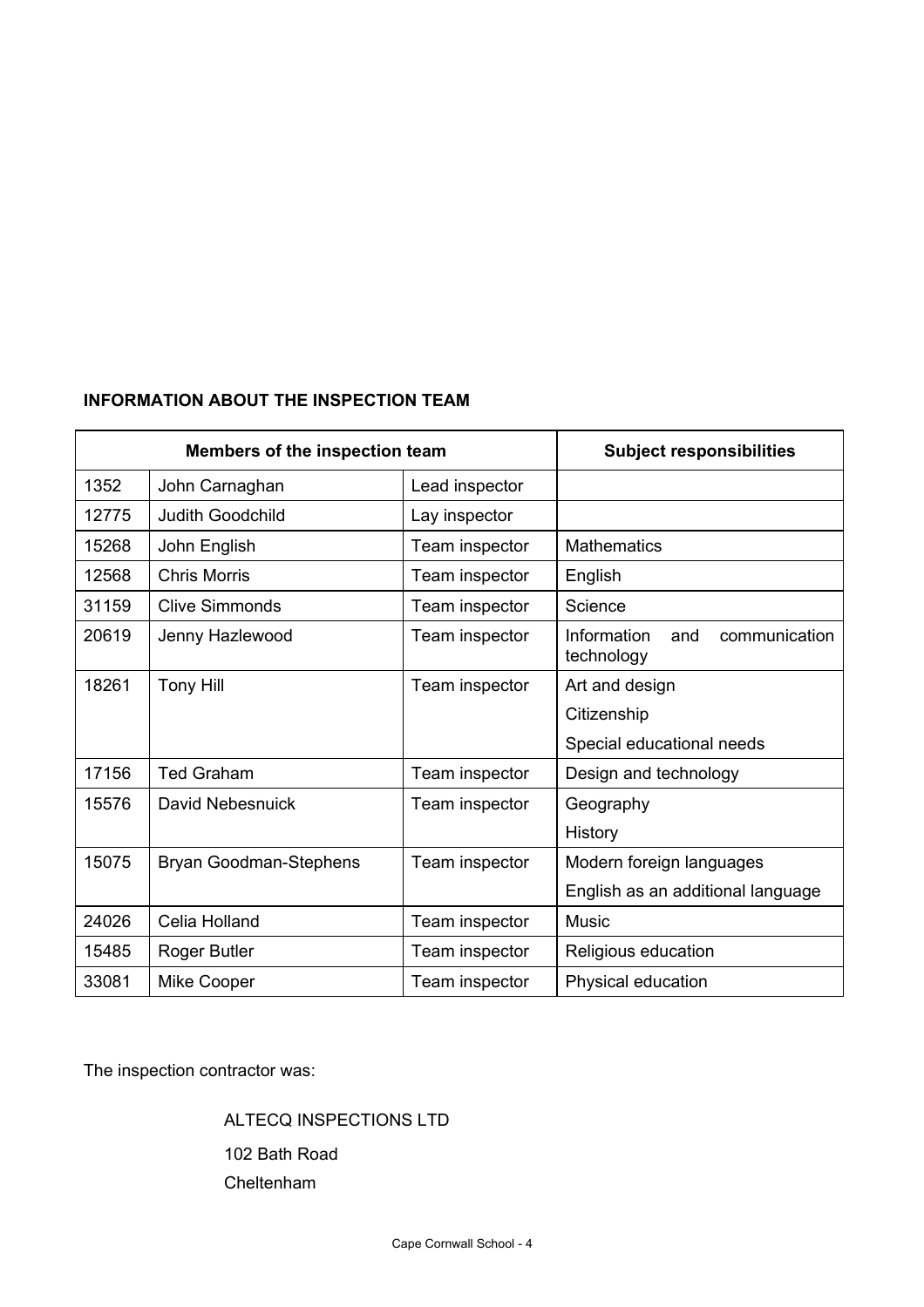**INFORMATION ABOUT THE INSPECTION TEAM**

| Members of the inspection team | | | Subject responsibilities |
|---|---|---|---|
| 1352 | John Carnaghan | Lead inspector | |
| 12775 | Judith Goodchild | Lay inspector | |
| 15268 | John English | Team inspector | Mathematics |
| 12568 | Chris Morris | Team inspector | English |
| 31159 | Clive Simmonds | Team inspector | Science |
| 20619 | Jenny Hazlewood | Team inspector | Information and communication technology |
| 18261 | Tony Hill | Team inspector | Art and design<br>Citizenship<br>Special educational needs |
| 17156 | Ted Graham | Team inspector | Design and technology |
| 15576 | David Nebesnuick | Team inspector | Geography<br>History |
| 15075 | Bryan Goodman-Stephens | Team inspector | Modern foreign languages<br>English as an additional language |
| 24026 | Celia Holland | Team inspector | Music |
| 15485 | Roger Butler | Team inspector | Religious education |
| 33081 | Mike Cooper | Team inspector | Physical education |

The inspection contractor was:

ALTECQ INSPECTIONS LTD

102 Bath Road

Cheltenham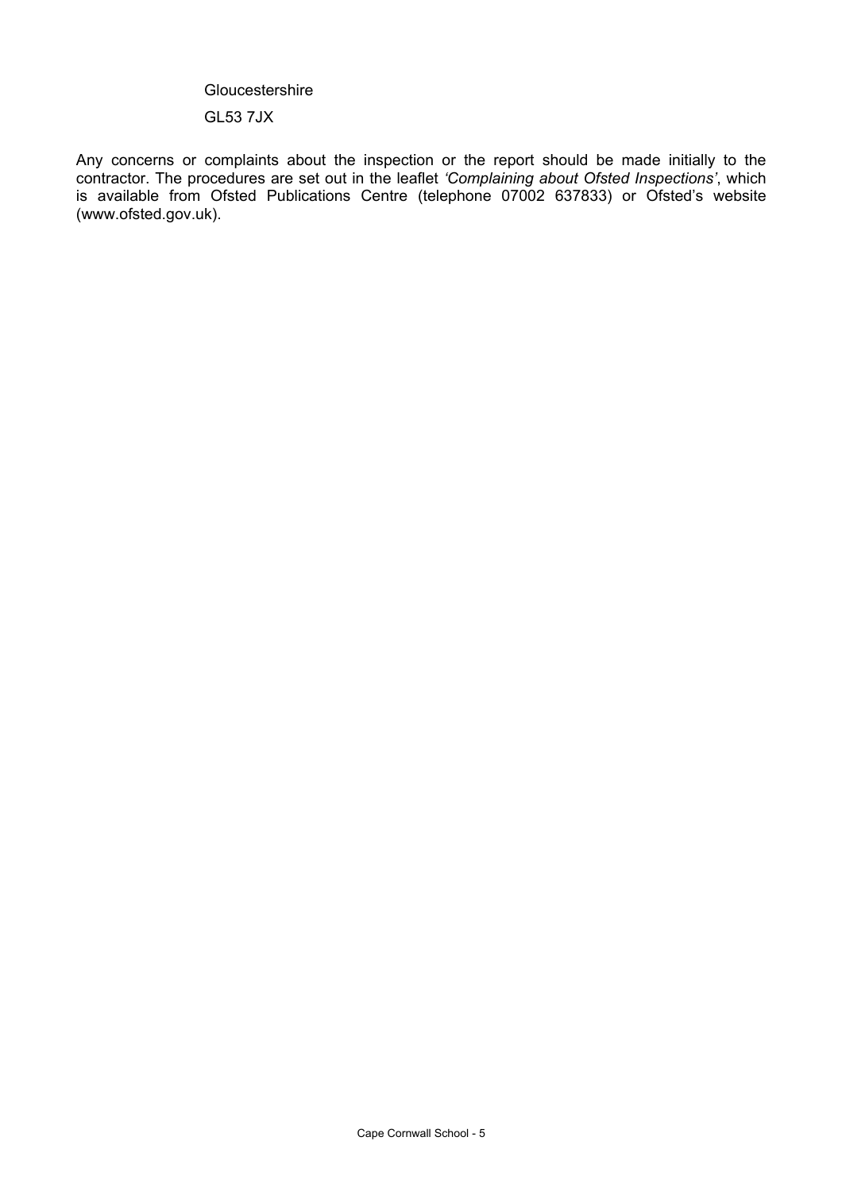Gloucestershire

GL53 7JX

Any concerns or complaints about the inspection or the report should be made initially to the contractor. The procedures are set out in the leaflet *'Complaining about Ofsted Inspections'*, which is available from Ofsted Publications Centre (telephone 07002 637833) or Ofsted's website (www.ofsted.gov.uk).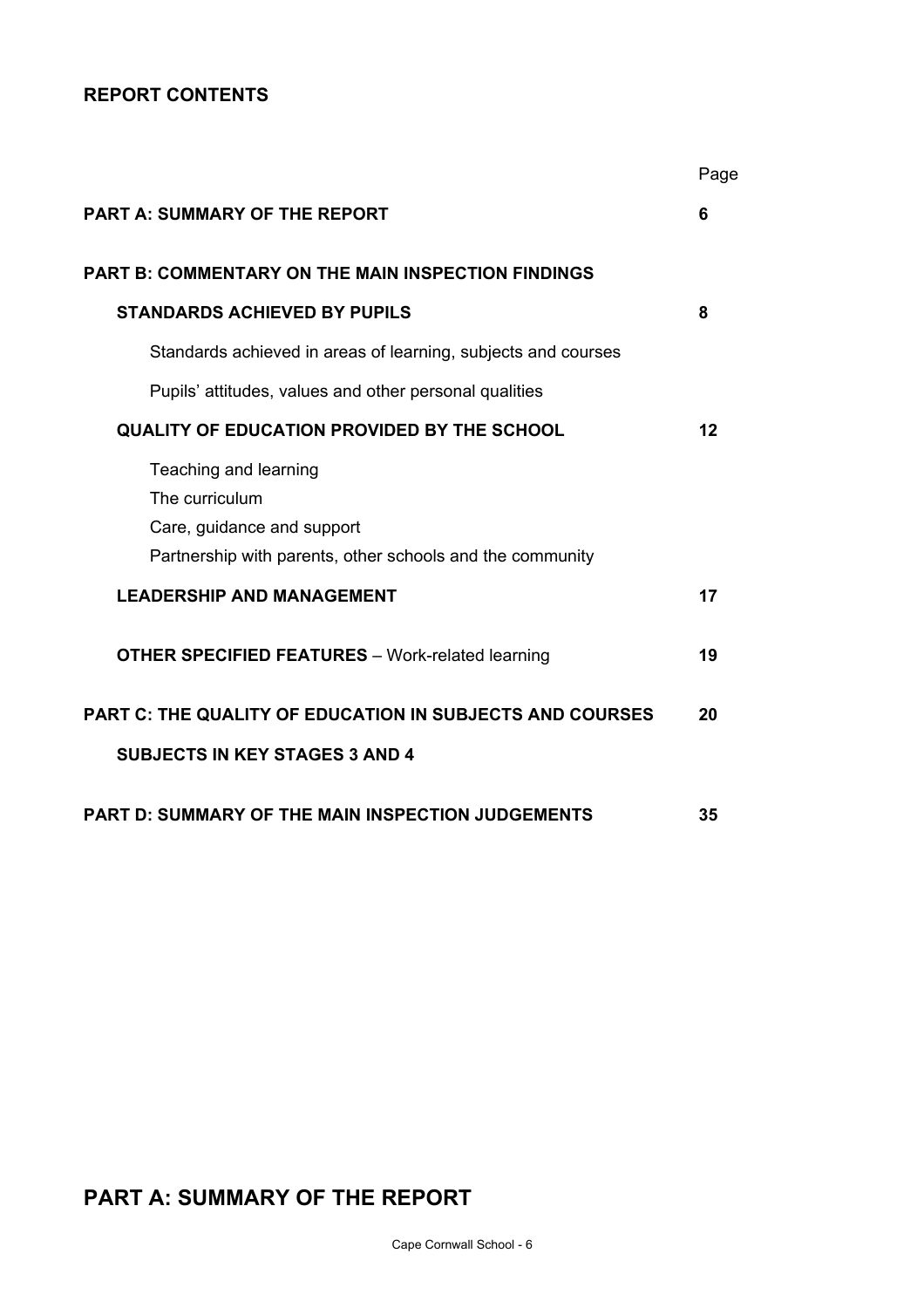## REPORT CONTENTS

| | Page |
|---|---|
| **PART A: SUMMARY OF THE REPORT** | **6** |
| **PART B: COMMENTARY ON THE MAIN INSPECTION FINDINGS** | |
| **STANDARDS ACHIEVED BY PUPILS** | **8** |
| Standards achieved in areas of learning, subjects and courses | |
| Pupils' attitudes, values and other personal qualities | |
| **QUALITY OF EDUCATION PROVIDED BY THE SCHOOL** | **12** |
| Teaching and learning<br>The curriculum<br>Care, guidance and support<br>Partnership with parents, other schools and the community | |
| **LEADERSHIP AND MANAGEMENT** | **17** |
| **OTHER SPECIFIED FEATURES** – Work-related learning | **19** |
| **PART C: THE QUALITY OF EDUCATION IN SUBJECTS AND COURSES** | **20** |
| **SUBJECTS IN KEY STAGES 3 AND 4** | |
| **PART D: SUMMARY OF THE MAIN INSPECTION JUDGEMENTS** | **35** |

# PART A: SUMMARY OF THE REPORT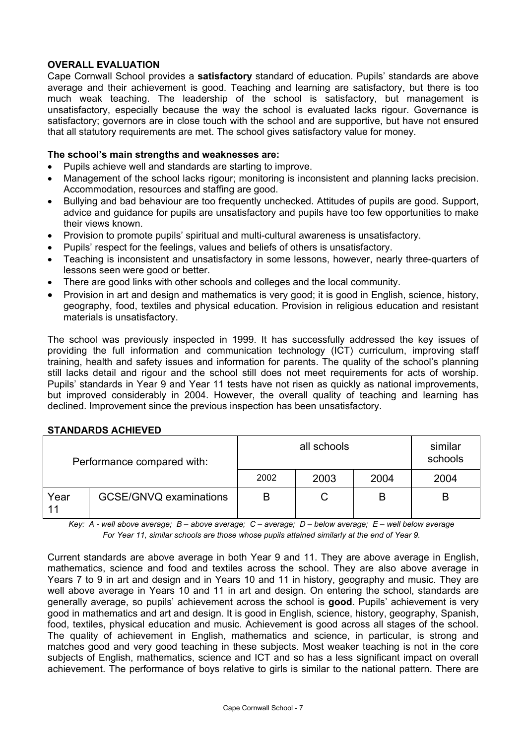## OVERALL EVALUATION

Cape Cornwall School provides a **satisfactory** standard of education. Pupils' standards are above average and their achievement is good. Teaching and learning are satisfactory, but there is too much weak teaching. The leadership of the school is satisfactory, but management is unsatisfactory, especially because the way the school is evaluated lacks rigour. Governance is satisfactory; governors are in close touch with the school and are supportive, but have not ensured that all statutory requirements are met. The school gives satisfactory value for money.

**The school's main strengths and weaknesses are:**

- Pupils achieve well and standards are starting to improve.
- Management of the school lacks rigour; monitoring is inconsistent and planning lacks precision. Accommodation, resources and staffing are good.
- Bullying and bad behaviour are too frequently unchecked. Attitudes of pupils are good. Support, advice and guidance for pupils are unsatisfactory and pupils have too few opportunities to make their views known.
- Provision to promote pupils' spiritual and multi-cultural awareness is unsatisfactory.
- Pupils' respect for the feelings, values and beliefs of others is unsatisfactory.
- Teaching is inconsistent and unsatisfactory in some lessons, however, nearly three-quarters of lessons seen were good or better.
- There are good links with other schools and colleges and the local community.
- Provision in art and design and mathematics is very good; it is good in English, science, history, geography, food, textiles and physical education. Provision in religious education and resistant materials is unsatisfactory.

The school was previously inspected in 1999. It has successfully addressed the key issues of providing the full information and communication technology (ICT) curriculum, improving staff training, health and safety issues and information for parents. The quality of the school's planning still lacks detail and rigour and the school still does not meet requirements for acts of worship. Pupils' standards in Year 9 and Year 11 tests have not risen as quickly as national improvements, but improved considerably in 2004. However, the overall quality of teaching and learning has declined. Improvement since the previous inspection has been unsatisfactory.

## STANDARDS ACHIEVED

| Performance compared with: | | all schools | | | similar schools |
|---|---|---|---|---|---|
| | | 2002 | 2003 | 2004 | 2004 |
| Year 11 | GCSE/GNVQ examinations | B | C | B | B |

*Key: A - well above average; B – above average; C – average; D – below average; E – well below average*
*For Year 11, similar schools are those whose pupils attained similarly at the end of Year 9.*

Current standards are above average in both Year 9 and 11. They are above average in English, mathematics, science and food and textiles across the school. They are also above average in Years 7 to 9 in art and design and in Years 10 and 11 in history, geography and music. They are well above average in Years 10 and 11 in art and design. On entering the school, standards are generally average, so pupils' achievement across the school is **good**. Pupils' achievement is very good in mathematics and art and design. It is good in English, science, history, geography, Spanish, food, textiles, physical education and music. Achievement is good across all stages of the school. The quality of achievement in English, mathematics and science, in particular, is strong and matches good and very good teaching in these subjects. Most weaker teaching is not in the core subjects of English, mathematics, science and ICT and so has a less significant impact on overall achievement. The performance of boys relative to girls is similar to the national pattern. There are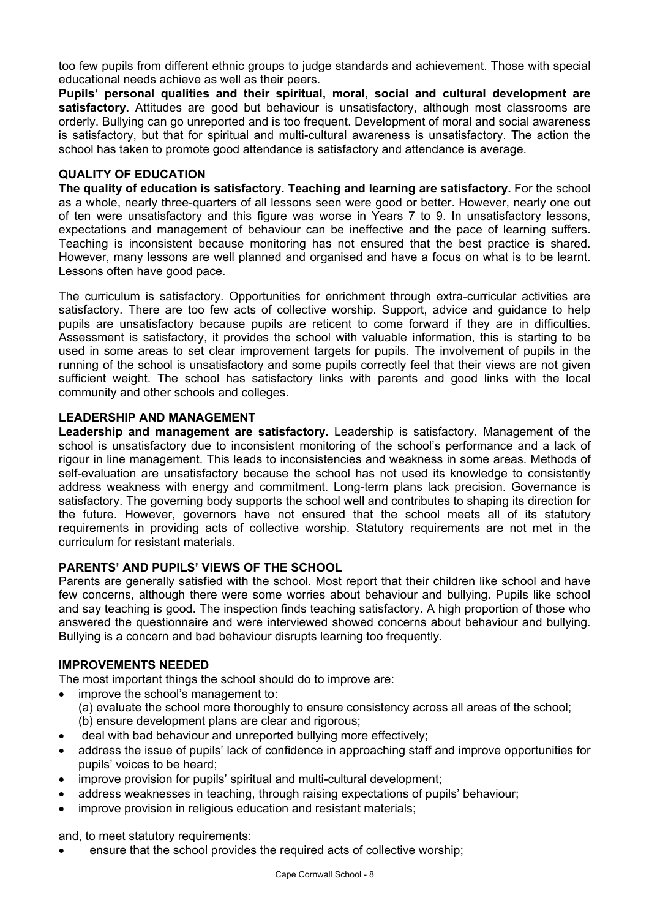too few pupils from different ethnic groups to judge standards and achievement. Those with special educational needs achieve as well as their peers.

**Pupils' personal qualities and their spiritual, moral, social and cultural development are satisfactory.** Attitudes are good but behaviour is unsatisfactory, although most classrooms are orderly. Bullying can go unreported and is too frequent. Development of moral and social awareness is satisfactory, but that for spiritual and multi-cultural awareness is unsatisfactory. The action the school has taken to promote good attendance is satisfactory and attendance is average.

### QUALITY OF EDUCATION

**The quality of education is satisfactory. Teaching and learning are satisfactory.** For the school as a whole, nearly three-quarters of all lessons seen were good or better. However, nearly one out of ten were unsatisfactory and this figure was worse in Years 7 to 9. In unsatisfactory lessons, expectations and management of behaviour can be ineffective and the pace of learning suffers. Teaching is inconsistent because monitoring has not ensured that the best practice is shared. However, many lessons are well planned and organised and have a focus on what is to be learnt. Lessons often have good pace.

The curriculum is satisfactory. Opportunities for enrichment through extra-curricular activities are satisfactory. There are too few acts of collective worship. Support, advice and guidance to help pupils are unsatisfactory because pupils are reticent to come forward if they are in difficulties. Assessment is satisfactory, it provides the school with valuable information, this is starting to be used in some areas to set clear improvement targets for pupils. The involvement of pupils in the running of the school is unsatisfactory and some pupils correctly feel that their views are not given sufficient weight. The school has satisfactory links with parents and good links with the local community and other schools and colleges.

### LEADERSHIP AND MANAGEMENT

**Leadership and management are satisfactory.** Leadership is satisfactory. Management of the school is unsatisfactory due to inconsistent monitoring of the school's performance and a lack of rigour in line management. This leads to inconsistencies and weakness in some areas. Methods of self-evaluation are unsatisfactory because the school has not used its knowledge to consistently address weakness with energy and commitment. Long-term plans lack precision. Governance is satisfactory. The governing body supports the school well and contributes to shaping its direction for the future. However, governors have not ensured that the school meets all of its statutory requirements in providing acts of collective worship. Statutory requirements are not met in the curriculum for resistant materials.

### PARENTS' AND PUPILS' VIEWS OF THE SCHOOL

Parents are generally satisfied with the school. Most report that their children like school and have few concerns, although there were some worries about behaviour and bullying. Pupils like school and say teaching is good. The inspection finds teaching satisfactory. A high proportion of those who answered the questionnaire and were interviewed showed concerns about behaviour and bullying. Bullying is a concern and bad behaviour disrupts learning too frequently.

### IMPROVEMENTS NEEDED

The most important things the school should do to improve are:

- improve the school's management to:
  (a) evaluate the school more thoroughly to ensure consistency across all areas of the school;
  (b) ensure development plans are clear and rigorous;
- deal with bad behaviour and unreported bullying more effectively;
- address the issue of pupils' lack of confidence in approaching staff and improve opportunities for pupils' voices to be heard;
- improve provision for pupils' spiritual and multi-cultural development;
- address weaknesses in teaching, through raising expectations of pupils' behaviour;
- improve provision in religious education and resistant materials;

and, to meet statutory requirements:

- ensure that the school provides the required acts of collective worship;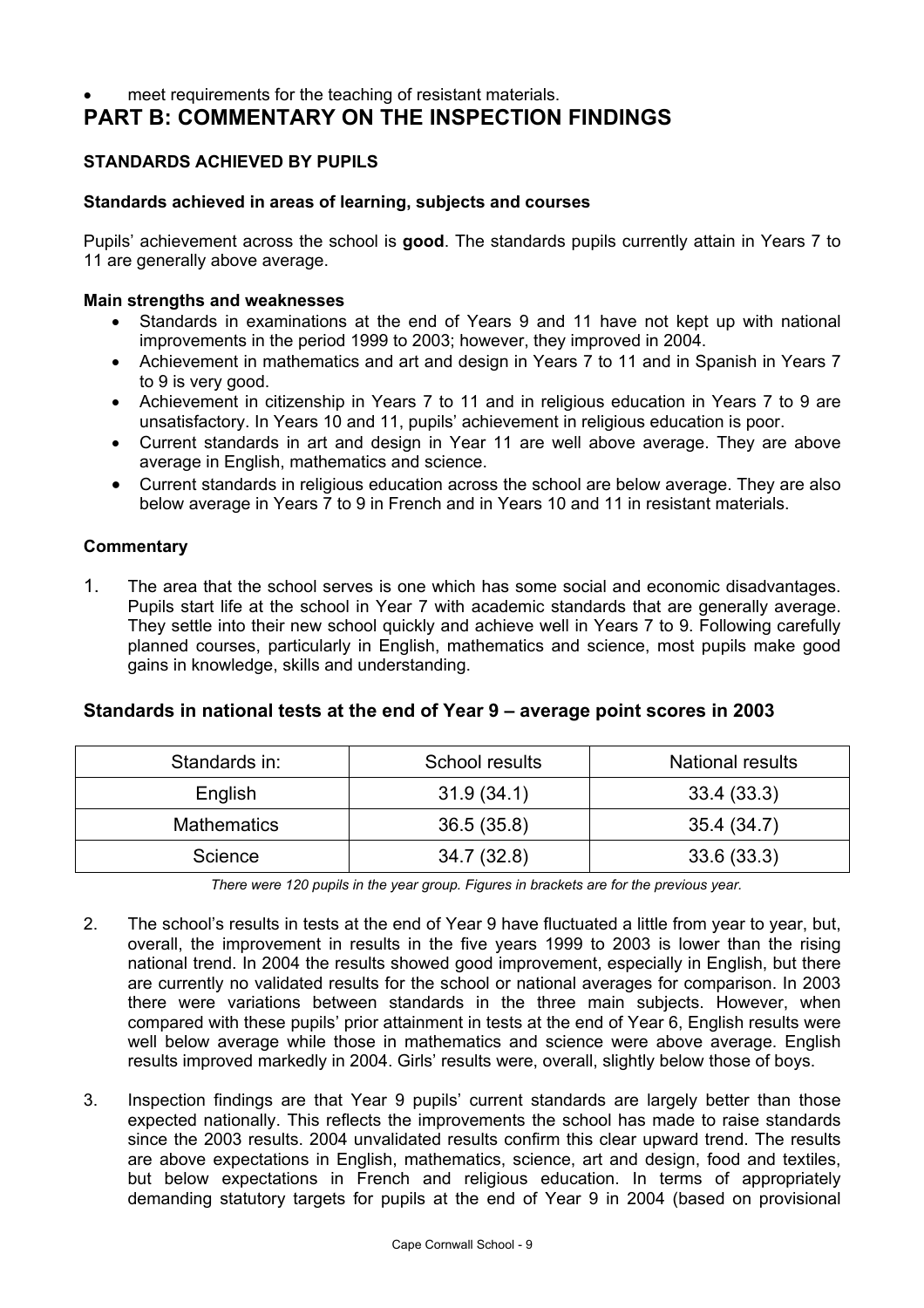- meet requirements for the teaching of resistant materials.

# PART B: COMMENTARY ON THE INSPECTION FINDINGS

### STANDARDS ACHIEVED BY PUPILS

#### Standards achieved in areas of learning, subjects and courses

Pupils' achievement across the school is **good**. The standards pupils currently attain in Years 7 to 11 are generally above average.

**Main strengths and weaknesses**

- Standards in examinations at the end of Years 9 and 11 have not kept up with national improvements in the period 1999 to 2003; however, they improved in 2004.
- Achievement in mathematics and art and design in Years 7 to 11 and in Spanish in Years 7 to 9 is very good.
- Achievement in citizenship in Years 7 to 11 and in religious education in Years 7 to 9 are unsatisfactory. In Years 10 and 11, pupils' achievement in religious education is poor.
- Current standards in art and design in Year 11 are well above average. They are above average in English, mathematics and science.
- Current standards in religious education across the school are below average. They are also below average in Years 7 to 9 in French and in Years 10 and 11 in resistant materials.

**Commentary**

1. The area that the school serves is one which has some social and economic disadvantages. Pupils start life at the school in Year 7 with academic standards that are generally average. They settle into their new school quickly and achieve well in Years 7 to 9. Following carefully planned courses, particularly in English, mathematics and science, most pupils make good gains in knowledge, skills and understanding.

### Standards in national tests at the end of Year 9 – average point scores in 2003

| Standards in: | School results | National results |
|---|---|---|
| English | 31.9 (34.1) | 33.4 (33.3) |
| Mathematics | 36.5 (35.8) | 35.4 (34.7) |
| Science | 34.7 (32.8) | 33.6 (33.3) |

*There were 120 pupils in the year group. Figures in brackets are for the previous year.*

2. The school's results in tests at the end of Year 9 have fluctuated a little from year to year, but, overall, the improvement in results in the five years 1999 to 2003 is lower than the rising national trend. In 2004 the results showed good improvement, especially in English, but there are currently no validated results for the school or national averages for comparison. In 2003 there were variations between standards in the three main subjects. However, when compared with these pupils' prior attainment in tests at the end of Year 6, English results were well below average while those in mathematics and science were above average. English results improved markedly in 2004. Girls' results were, overall, slightly below those of boys.

3. Inspection findings are that Year 9 pupils' current standards are largely better than those expected nationally. This reflects the improvements the school has made to raise standards since the 2003 results. 2004 unvalidated results confirm this clear upward trend. The results are above expectations in English, mathematics, science, art and design, food and textiles, but below expectations in French and religious education. In terms of appropriately demanding statutory targets for pupils at the end of Year 9 in 2004 (based on provisional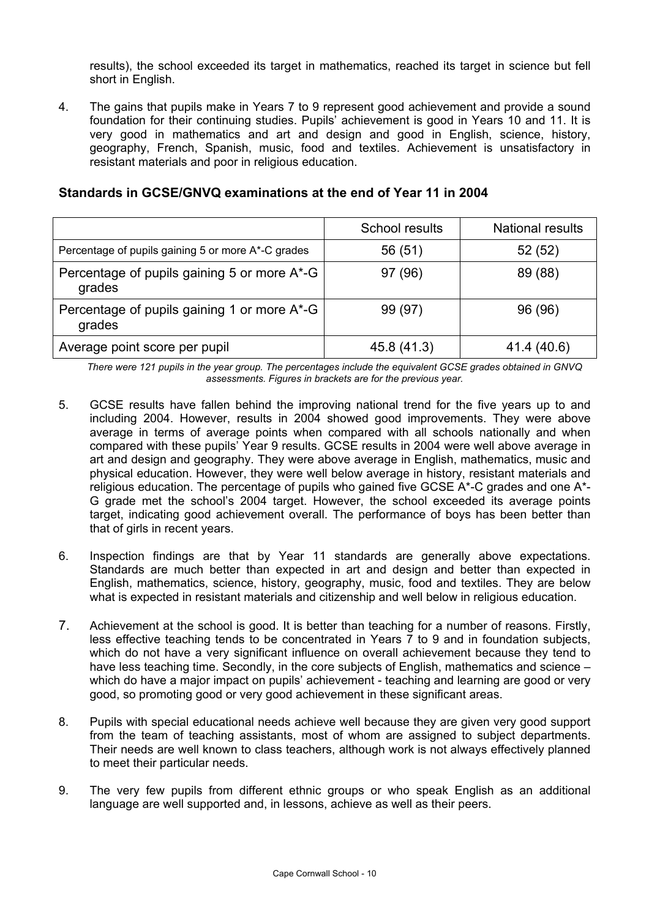results), the school exceeded its target in mathematics, reached its target in science but fell short in English.

4. The gains that pupils make in Years 7 to 9 represent good achievement and provide a sound foundation for their continuing studies. Pupils' achievement is good in Years 10 and 11. It is very good in mathematics and art and design and good in English, science, history, geography, French, Spanish, music, food and textiles. Achievement is unsatisfactory in resistant materials and poor in religious education.

### Standards in GCSE/GNVQ examinations at the end of Year 11 in 2004

| | School results | National results |
|---|---|---|
| Percentage of pupils gaining 5 or more A*-C grades | 56 (51) | 52 (52) |
| Percentage of pupils gaining 5 or more A*-G grades | 97 (96) | 89 (88) |
| Percentage of pupils gaining 1 or more A*-G grades | 99 (97) | 96 (96) |
| Average point score per pupil | 45.8 (41.3) | 41.4 (40.6) |

*There were 121 pupils in the year group. The percentages include the equivalent GCSE grades obtained in GNVQ assessments. Figures in brackets are for the previous year.*

5. GCSE results have fallen behind the improving national trend for the five years up to and including 2004. However, results in 2004 showed good improvements. They were above average in terms of average points when compared with all schools nationally and when compared with these pupils' Year 9 results. GCSE results in 2004 were well above average in art and design and geography. They were above average in English, mathematics, music and physical education. However, they were well below average in history, resistant materials and religious education. The percentage of pupils who gained five GCSE A*-C grades and one A*-G grade met the school's 2004 target. However, the school exceeded its average points target, indicating good achievement overall. The performance of boys has been better than that of girls in recent years.

6. Inspection findings are that by Year 11 standards are generally above expectations. Standards are much better than expected in art and design and better than expected in English, mathematics, science, history, geography, music, food and textiles. They are below what is expected in resistant materials and citizenship and well below in religious education.

7. Achievement at the school is good. It is better than teaching for a number of reasons. Firstly, less effective teaching tends to be concentrated in Years 7 to 9 and in foundation subjects, which do not have a very significant influence on overall achievement because they tend to have less teaching time. Secondly, in the core subjects of English, mathematics and science – which do have a major impact on pupils' achievement - teaching and learning are good or very good, so promoting good or very good achievement in these significant areas.

8. Pupils with special educational needs achieve well because they are given very good support from the team of teaching assistants, most of whom are assigned to subject departments. Their needs are well known to class teachers, although work is not always effectively planned to meet their particular needs.

9. The very few pupils from different ethnic groups or who speak English as an additional language are well supported and, in lessons, achieve as well as their peers.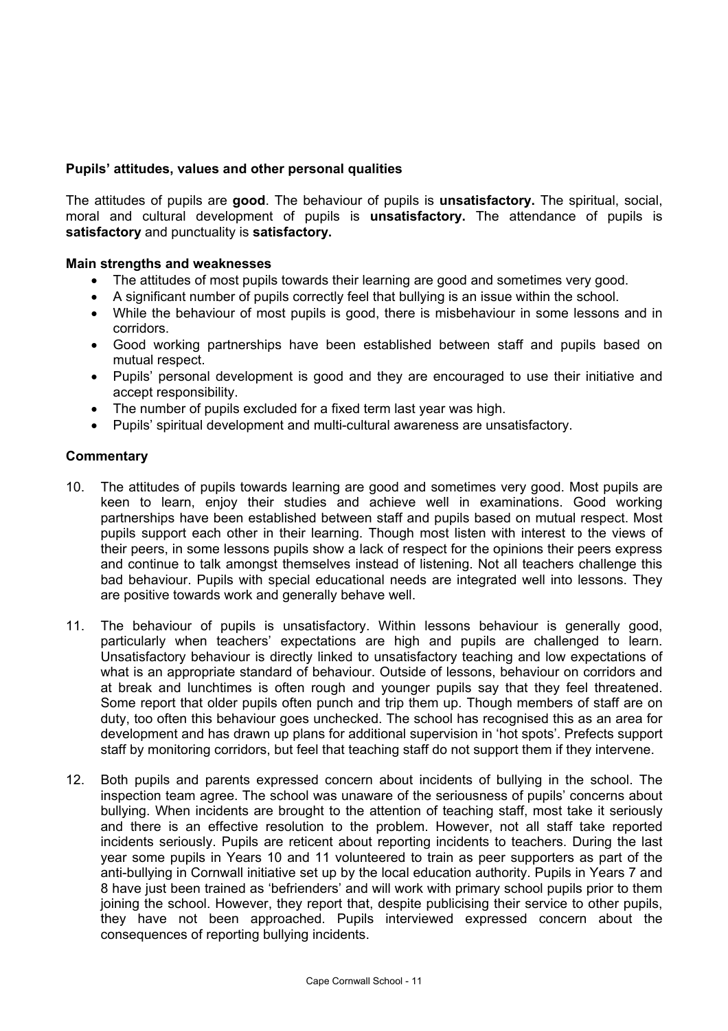### Pupils' attitudes, values and other personal qualities

The attitudes of pupils are **good**. The behaviour of pupils is **unsatisfactory.** The spiritual, social, moral and cultural development of pupils is **unsatisfactory.** The attendance of pupils is **satisfactory** and punctuality is **satisfactory.**

#### Main strengths and weaknesses

- The attitudes of most pupils towards their learning are good and sometimes very good.
- A significant number of pupils correctly feel that bullying is an issue within the school.
- While the behaviour of most pupils is good, there is misbehaviour in some lessons and in corridors.
- Good working partnerships have been established between staff and pupils based on mutual respect.
- Pupils' personal development is good and they are encouraged to use their initiative and accept responsibility.
- The number of pupils excluded for a fixed term last year was high.
- Pupils' spiritual development and multi-cultural awareness are unsatisfactory.

#### Commentary

10. The attitudes of pupils towards learning are good and sometimes very good. Most pupils are keen to learn, enjoy their studies and achieve well in examinations. Good working partnerships have been established between staff and pupils based on mutual respect. Most pupils support each other in their learning. Though most listen with interest to the views of their peers, in some lessons pupils show a lack of respect for the opinions their peers express and continue to talk amongst themselves instead of listening. Not all teachers challenge this bad behaviour. Pupils with special educational needs are integrated well into lessons. They are positive towards work and generally behave well.

11. The behaviour of pupils is unsatisfactory. Within lessons behaviour is generally good, particularly when teachers' expectations are high and pupils are challenged to learn. Unsatisfactory behaviour is directly linked to unsatisfactory teaching and low expectations of what is an appropriate standard of behaviour. Outside of lessons, behaviour on corridors and at break and lunchtimes is often rough and younger pupils say that they feel threatened. Some report that older pupils often punch and trip them up. Though members of staff are on duty, too often this behaviour goes unchecked. The school has recognised this as an area for development and has drawn up plans for additional supervision in 'hot spots'. Prefects support staff by monitoring corridors, but feel that teaching staff do not support them if they intervene.

12. Both pupils and parents expressed concern about incidents of bullying in the school. The inspection team agree. The school was unaware of the seriousness of pupils' concerns about bullying. When incidents are brought to the attention of teaching staff, most take it seriously and there is an effective resolution to the problem. However, not all staff take reported incidents seriously. Pupils are reticent about reporting incidents to teachers. During the last year some pupils in Years 10 and 11 volunteered to train as peer supporters as part of the anti-bullying in Cornwall initiative set up by the local education authority. Pupils in Years 7 and 8 have just been trained as 'befrienders' and will work with primary school pupils prior to them joining the school. However, they report that, despite publicising their service to other pupils, they have not been approached. Pupils interviewed expressed concern about the consequences of reporting bullying incidents.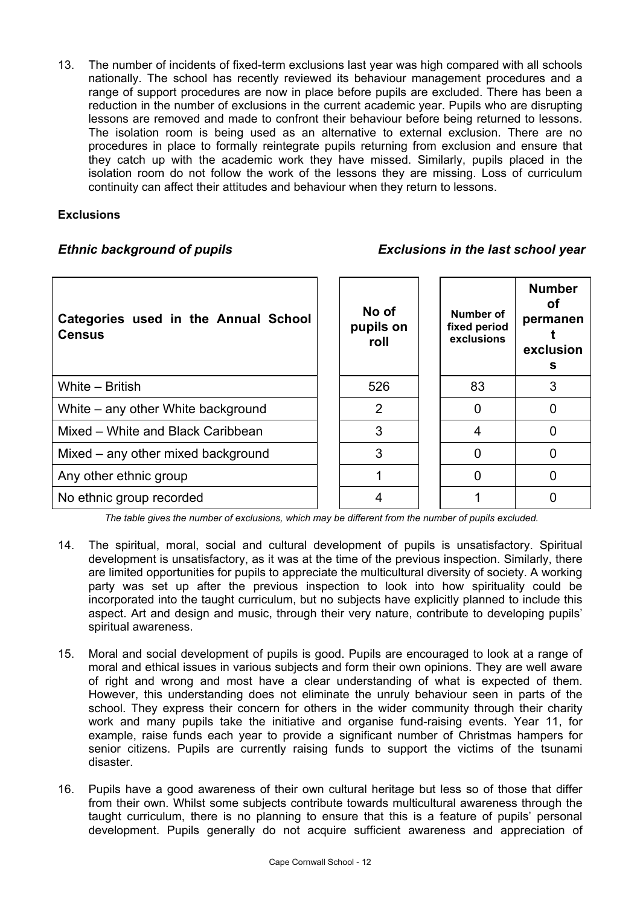13. The number of incidents of fixed-term exclusions last year was high compared with all schools nationally. The school has recently reviewed its behaviour management procedures and a range of support procedures are now in place before pupils are excluded. There has been a reduction in the number of exclusions in the current academic year. Pupils who are disrupting lessons are removed and made to confront their behaviour before being returned to lessons. The isolation room is being used as an alternative to external exclusion. There are no procedures in place to formally reintegrate pupils returning from exclusion and ensure that they catch up with the academic work they have missed. Similarly, pupils placed in the isolation room do not follow the work of the lessons they are missing. Loss of curriculum continuity can affect their attitudes and behaviour when they return to lessons.

**Exclusions**

***Ethnic background of pupils*** ***Exclusions in the last school year***

| Categories used in the Annual School Census | No of pupils on roll | Number of fixed period exclusions | Number of permanent exclusions |
|---|---|---|---|
| White – British | 526 | 83 | 3 |
| White – any other White background | 2 | 0 | 0 |
| Mixed – White and Black Caribbean | 3 | 4 | 0 |
| Mixed – any other mixed background | 3 | 0 | 0 |
| Any other ethnic group | 1 | 0 | 0 |
| No ethnic group recorded | 4 | 1 | 0 |

*The table gives the number of exclusions, which may be different from the number of pupils excluded.*

14. The spiritual, moral, social and cultural development of pupils is unsatisfactory. Spiritual development is unsatisfactory, as it was at the time of the previous inspection. Similarly, there are limited opportunities for pupils to appreciate the multicultural diversity of society. A working party was set up after the previous inspection to look into how spirituality could be incorporated into the taught curriculum, but no subjects have explicitly planned to include this aspect. Art and design and music, through their very nature, contribute to developing pupils' spiritual awareness.

15. Moral and social development of pupils is good. Pupils are encouraged to look at a range of moral and ethical issues in various subjects and form their own opinions. They are well aware of right and wrong and most have a clear understanding of what is expected of them. However, this understanding does not eliminate the unruly behaviour seen in parts of the school. They express their concern for others in the wider community through their charity work and many pupils take the initiative and organise fund-raising events. Year 11, for example, raise funds each year to provide a significant number of Christmas hampers for senior citizens. Pupils are currently raising funds to support the victims of the tsunami disaster.

16. Pupils have a good awareness of their own cultural heritage but less so of those that differ from their own. Whilst some subjects contribute towards multicultural awareness through the taught curriculum, there is no planning to ensure that this is a feature of pupils' personal development. Pupils generally do not acquire sufficient awareness and appreciation of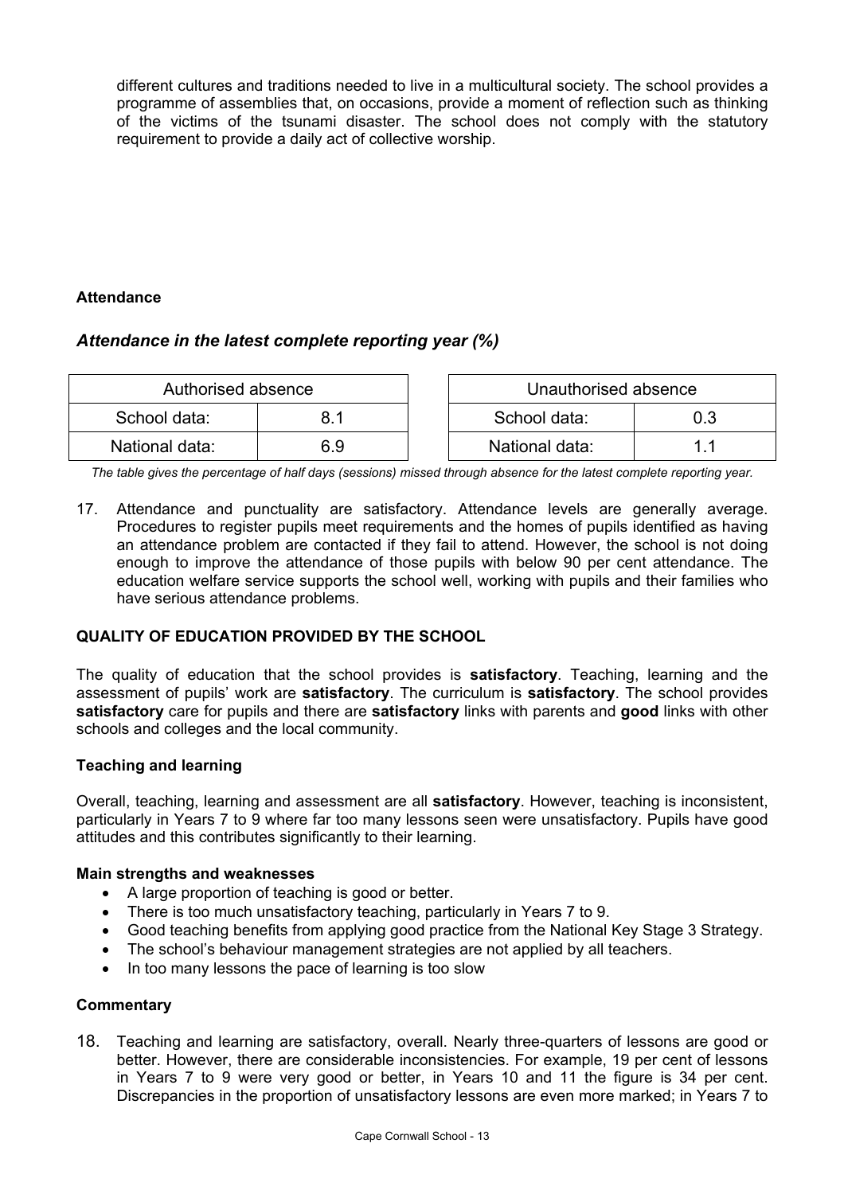different cultures and traditions needed to live in a multicultural society. The school provides a programme of assemblies that, on occasions, provide a moment of reflection such as thinking of the victims of the tsunami disaster. The school does not comply with the statutory requirement to provide a daily act of collective worship.

**Attendance**

### *Attendance in the latest complete reporting year (%)*

| Authorised absence | |
|---|---|
| School data: | 8.1 |
| National data: | 6.9 |

| Unauthorised absence | |
|---|---|
| School data: | 0.3 |
| National data: | 1.1 |

*The table gives the percentage of half days (sessions) missed through absence for the latest complete reporting year.*

17. Attendance and punctuality are satisfactory. Attendance levels are generally average. Procedures to register pupils meet requirements and the homes of pupils identified as having an attendance problem are contacted if they fail to attend. However, the school is not doing enough to improve the attendance of those pupils with below 90 per cent attendance. The education welfare service supports the school well, working with pupils and their families who have serious attendance problems.

## QUALITY OF EDUCATION PROVIDED BY THE SCHOOL

The quality of education that the school provides is **satisfactory**. Teaching, learning and the assessment of pupils' work are **satisfactory**. The curriculum is **satisfactory**. The school provides **satisfactory** care for pupils and there are **satisfactory** links with parents and **good** links with other schools and colleges and the local community.

### Teaching and learning

Overall, teaching, learning and assessment are all **satisfactory**. However, teaching is inconsistent, particularly in Years 7 to 9 where far too many lessons seen were unsatisfactory. Pupils have good attitudes and this contributes significantly to their learning.

**Main strengths and weaknesses**

- A large proportion of teaching is good or better.
- There is too much unsatisfactory teaching, particularly in Years 7 to 9.
- Good teaching benefits from applying good practice from the National Key Stage 3 Strategy.
- The school's behaviour management strategies are not applied by all teachers.
- In too many lessons the pace of learning is too slow

**Commentary**

18. Teaching and learning are satisfactory, overall. Nearly three-quarters of lessons are good or better. However, there are considerable inconsistencies. For example, 19 per cent of lessons in Years 7 to 9 were very good or better, in Years 10 and 11 the figure is 34 per cent. Discrepancies in the proportion of unsatisfactory lessons are even more marked; in Years 7 to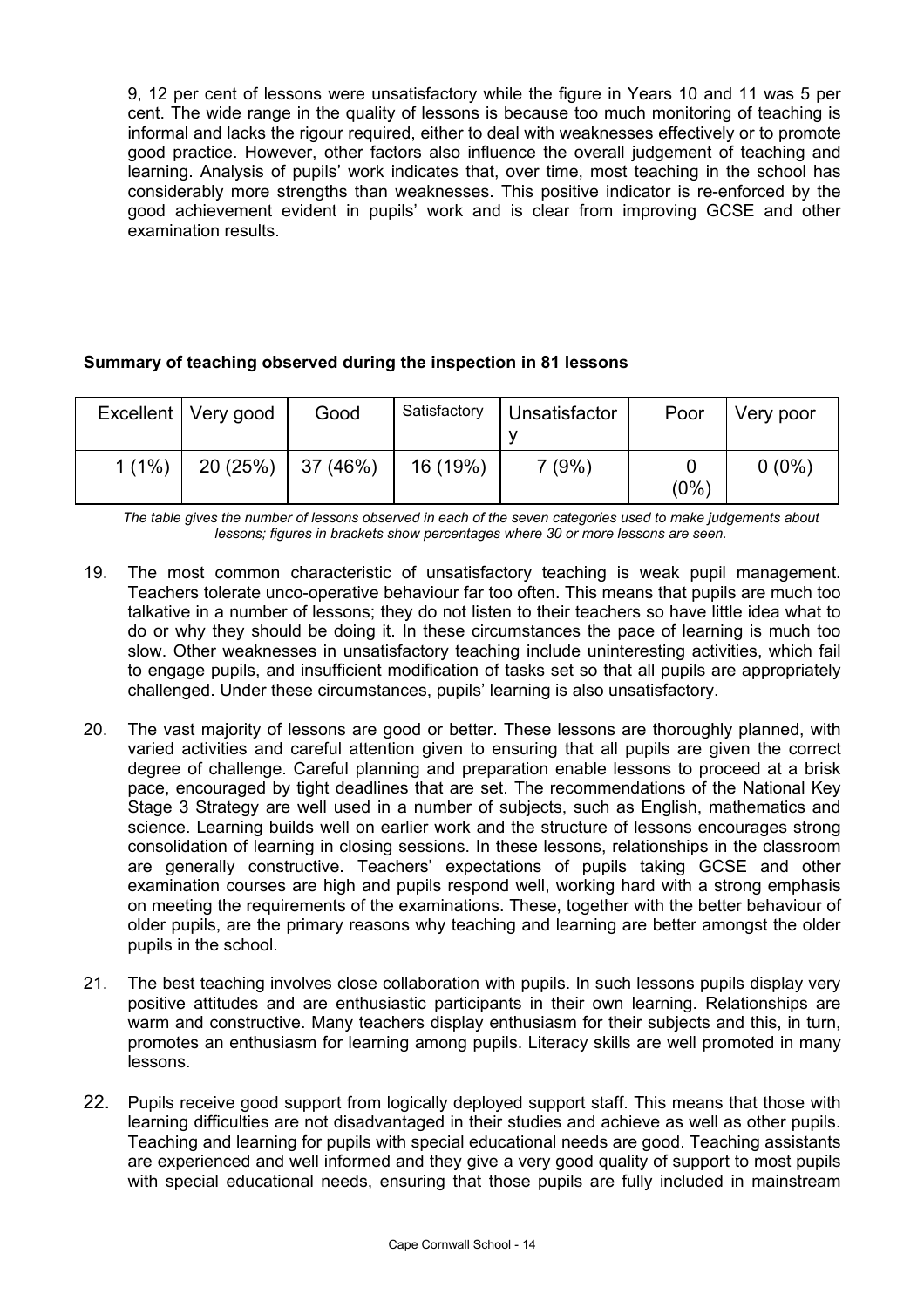9, 12 per cent of lessons were unsatisfactory while the figure in Years 10 and 11 was 5 per cent. The wide range in the quality of lessons is because too much monitoring of teaching is informal and lacks the rigour required, either to deal with weaknesses effectively or to promote good practice. However, other factors also influence the overall judgement of teaching and learning. Analysis of pupils' work indicates that, over time, most teaching in the school has considerably more strengths than weaknesses. This positive indicator is re-enforced by the good achievement evident in pupils' work and is clear from improving GCSE and other examination results.

**Summary of teaching observed during the inspection in 81 lessons**

| Excellent | Very good | Good | Satisfactory | Unsatisfactory | Poor | Very poor |
|---|---|---|---|---|---|---|
| 1 (1%) | 20 (25%) | 37 (46%) | 16 (19%) | 7 (9%) | 0 (0%) | 0 (0%) |

*The table gives the number of lessons observed in each of the seven categories used to make judgements about lessons; figures in brackets show percentages where 30 or more lessons are seen.*

19. The most common characteristic of unsatisfactory teaching is weak pupil management. Teachers tolerate unco-operative behaviour far too often. This means that pupils are much too talkative in a number of lessons; they do not listen to their teachers so have little idea what to do or why they should be doing it. In these circumstances the pace of learning is much too slow. Other weaknesses in unsatisfactory teaching include uninteresting activities, which fail to engage pupils, and insufficient modification of tasks set so that all pupils are appropriately challenged. Under these circumstances, pupils' learning is also unsatisfactory.

20. The vast majority of lessons are good or better. These lessons are thoroughly planned, with varied activities and careful attention given to ensuring that all pupils are given the correct degree of challenge. Careful planning and preparation enable lessons to proceed at a brisk pace, encouraged by tight deadlines that are set. The recommendations of the National Key Stage 3 Strategy are well used in a number of subjects, such as English, mathematics and science. Learning builds well on earlier work and the structure of lessons encourages strong consolidation of learning in closing sessions. In these lessons, relationships in the classroom are generally constructive. Teachers' expectations of pupils taking GCSE and other examination courses are high and pupils respond well, working hard with a strong emphasis on meeting the requirements of the examinations. These, together with the better behaviour of older pupils, are the primary reasons why teaching and learning are better amongst the older pupils in the school.

21. The best teaching involves close collaboration with pupils. In such lessons pupils display very positive attitudes and are enthusiastic participants in their own learning. Relationships are warm and constructive. Many teachers display enthusiasm for their subjects and this, in turn, promotes an enthusiasm for learning among pupils. Literacy skills are well promoted in many lessons.

22. Pupils receive good support from logically deployed support staff. This means that those with learning difficulties are not disadvantaged in their studies and achieve as well as other pupils. Teaching and learning for pupils with special educational needs are good. Teaching assistants are experienced and well informed and they give a very good quality of support to most pupils with special educational needs, ensuring that those pupils are fully included in mainstream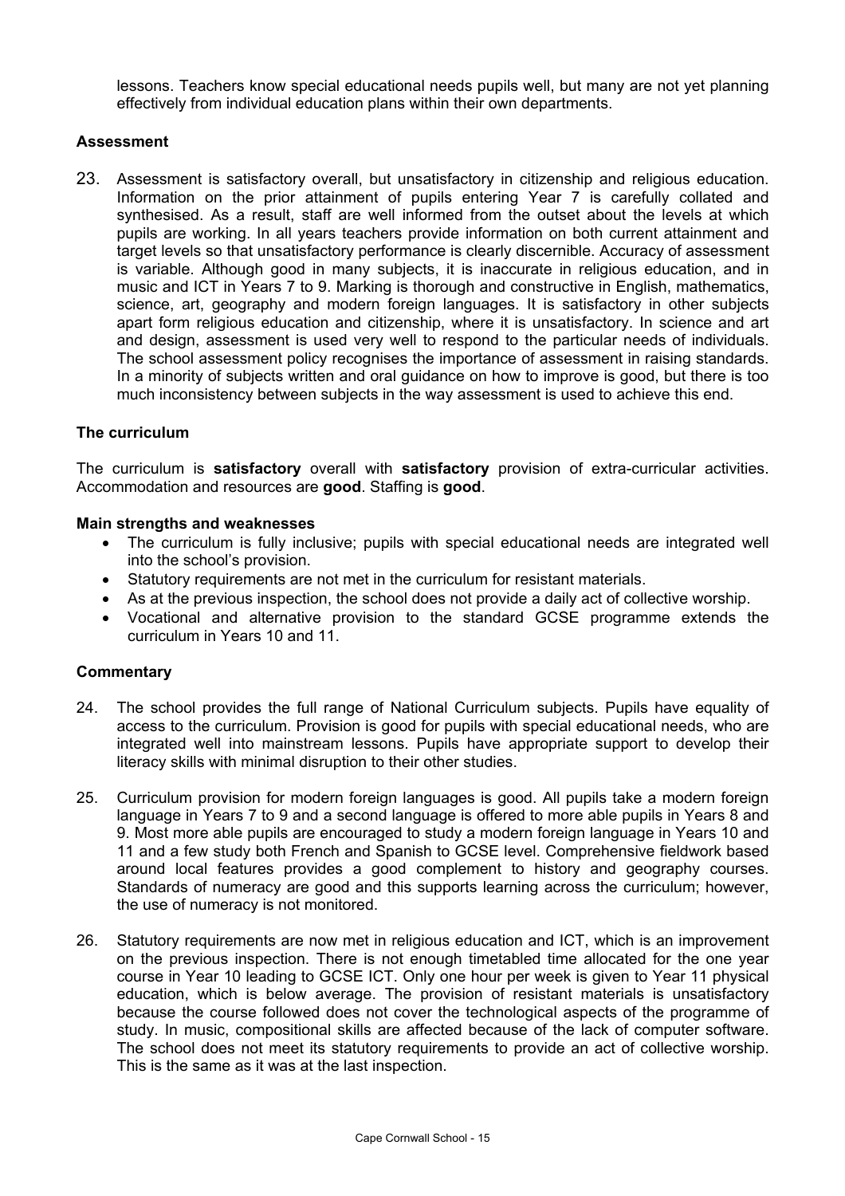lessons. Teachers know special educational needs pupils well, but many are not yet planning effectively from individual education plans within their own departments.

### Assessment

23. Assessment is satisfactory overall, but unsatisfactory in citizenship and religious education. Information on the prior attainment of pupils entering Year 7 is carefully collated and synthesised. As a result, staff are well informed from the outset about the levels at which pupils are working. In all years teachers provide information on both current attainment and target levels so that unsatisfactory performance is clearly discernible. Accuracy of assessment is variable. Although good in many subjects, it is inaccurate in religious education, and in music and ICT in Years 7 to 9. Marking is thorough and constructive in English, mathematics, science, art, geography and modern foreign languages. It is satisfactory in other subjects apart form religious education and citizenship, where it is unsatisfactory. In science and art and design, assessment is used very well to respond to the particular needs of individuals. The school assessment policy recognises the importance of assessment in raising standards. In a minority of subjects written and oral guidance on how to improve is good, but there is too much inconsistency between subjects in the way assessment is used to achieve this end.

### The curriculum

The curriculum is **satisfactory** overall with **satisfactory** provision of extra-curricular activities. Accommodation and resources are **good**. Staffing is **good**.

#### Main strengths and weaknesses

- The curriculum is fully inclusive; pupils with special educational needs are integrated well into the school's provision.
- Statutory requirements are not met in the curriculum for resistant materials.
- As at the previous inspection, the school does not provide a daily act of collective worship.
- Vocational and alternative provision to the standard GCSE programme extends the curriculum in Years 10 and 11.

#### Commentary

24. The school provides the full range of National Curriculum subjects. Pupils have equality of access to the curriculum. Provision is good for pupils with special educational needs, who are integrated well into mainstream lessons. Pupils have appropriate support to develop their literacy skills with minimal disruption to their other studies.

25. Curriculum provision for modern foreign languages is good. All pupils take a modern foreign language in Years 7 to 9 and a second language is offered to more able pupils in Years 8 and 9. Most more able pupils are encouraged to study a modern foreign language in Years 10 and 11 and a few study both French and Spanish to GCSE level. Comprehensive fieldwork based around local features provides a good complement to history and geography courses. Standards of numeracy are good and this supports learning across the curriculum; however, the use of numeracy is not monitored.

26. Statutory requirements are now met in religious education and ICT, which is an improvement on the previous inspection. There is not enough timetabled time allocated for the one year course in Year 10 leading to GCSE ICT. Only one hour per week is given to Year 11 physical education, which is below average. The provision of resistant materials is unsatisfactory because the course followed does not cover the technological aspects of the programme of study. In music, compositional skills are affected because of the lack of computer software. The school does not meet its statutory requirements to provide an act of collective worship. This is the same as it was at the last inspection.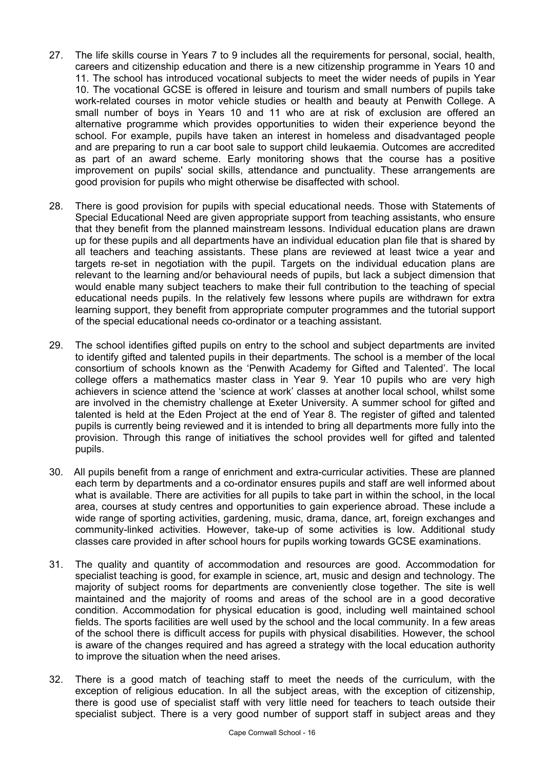27. The life skills course in Years 7 to 9 includes all the requirements for personal, social, health, careers and citizenship education and there is a new citizenship programme in Years 10 and 11. The school has introduced vocational subjects to meet the wider needs of pupils in Year 10. The vocational GCSE is offered in leisure and tourism and small numbers of pupils take work-related courses in motor vehicle studies or health and beauty at Penwith College. A small number of boys in Years 10 and 11 who are at risk of exclusion are offered an alternative programme which provides opportunities to widen their experience beyond the school. For example, pupils have taken an interest in homeless and disadvantaged people and are preparing to run a car boot sale to support child leukaemia. Outcomes are accredited as part of an award scheme. Early monitoring shows that the course has a positive improvement on pupils' social skills, attendance and punctuality. These arrangements are good provision for pupils who might otherwise be disaffected with school.

28. There is good provision for pupils with special educational needs. Those with Statements of Special Educational Need are given appropriate support from teaching assistants, who ensure that they benefit from the planned mainstream lessons. Individual education plans are drawn up for these pupils and all departments have an individual education plan file that is shared by all teachers and teaching assistants. These plans are reviewed at least twice a year and targets re-set in negotiation with the pupil. Targets on the individual education plans are relevant to the learning and/or behavioural needs of pupils, but lack a subject dimension that would enable many subject teachers to make their full contribution to the teaching of special educational needs pupils. In the relatively few lessons where pupils are withdrawn for extra learning support, they benefit from appropriate computer programmes and the tutorial support of the special educational needs co-ordinator or a teaching assistant.

29. The school identifies gifted pupils on entry to the school and subject departments are invited to identify gifted and talented pupils in their departments. The school is a member of the local consortium of schools known as the 'Penwith Academy for Gifted and Talented'. The local college offers a mathematics master class in Year 9. Year 10 pupils who are very high achievers in science attend the 'science at work' classes at another local school, whilst some are involved in the chemistry challenge at Exeter University. A summer school for gifted and talented is held at the Eden Project at the end of Year 8. The register of gifted and talented pupils is currently being reviewed and it is intended to bring all departments more fully into the provision. Through this range of initiatives the school provides well for gifted and talented pupils.

30. All pupils benefit from a range of enrichment and extra-curricular activities. These are planned each term by departments and a co-ordinator ensures pupils and staff are well informed about what is available. There are activities for all pupils to take part in within the school, in the local area, courses at study centres and opportunities to gain experience abroad. These include a wide range of sporting activities, gardening, music, drama, dance, art, foreign exchanges and community-linked activities. However, take-up of some activities is low. Additional study classes care provided in after school hours for pupils working towards GCSE examinations.

31. The quality and quantity of accommodation and resources are good. Accommodation for specialist teaching is good, for example in science, art, music and design and technology. The majority of subject rooms for departments are conveniently close together. The site is well maintained and the majority of rooms and areas of the school are in a good decorative condition. Accommodation for physical education is good, including well maintained school fields. The sports facilities are well used by the school and the local community. In a few areas of the school there is difficult access for pupils with physical disabilities. However, the school is aware of the changes required and has agreed a strategy with the local education authority to improve the situation when the need arises.

32. There is a good match of teaching staff to meet the needs of the curriculum, with the exception of religious education. In all the subject areas, with the exception of citizenship, there is good use of specialist staff with very little need for teachers to teach outside their specialist subject. There is a very good number of support staff in subject areas and they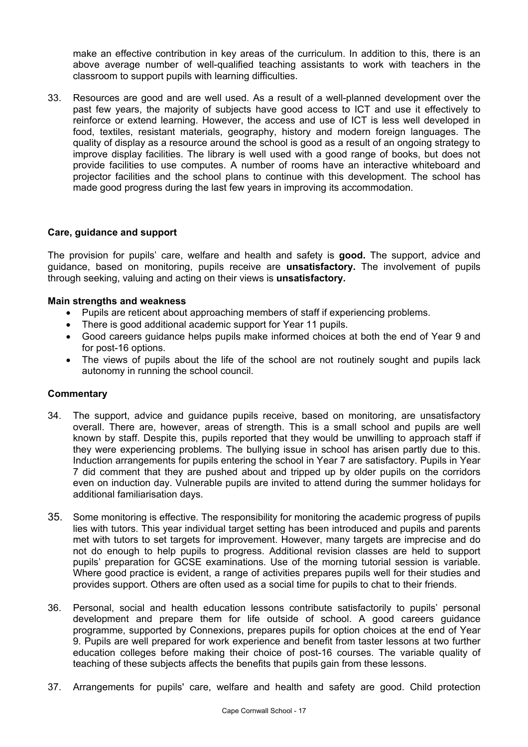make an effective contribution in key areas of the curriculum. In addition to this, there is an above average number of well-qualified teaching assistants to work with teachers in the classroom to support pupils with learning difficulties.

33. Resources are good and are well used. As a result of a well-planned development over the past few years, the majority of subjects have good access to ICT and use it effectively to reinforce or extend learning. However, the access and use of ICT is less well developed in food, textiles, resistant materials, geography, history and modern foreign languages. The quality of display as a resource around the school is good as a result of an ongoing strategy to improve display facilities. The library is well used with a good range of books, but does not provide facilities to use computes. A number of rooms have an interactive whiteboard and projector facilities and the school plans to continue with this development. The school has made good progress during the last few years in improving its accommodation.

### Care, guidance and support

The provision for pupils' care, welfare and health and safety is **good.** The support, advice and guidance, based on monitoring, pupils receive are **unsatisfactory.** The involvement of pupils through seeking, valuing and acting on their views is **unsatisfactory.**

#### Main strengths and weakness

- Pupils are reticent about approaching members of staff if experiencing problems.
- There is good additional academic support for Year 11 pupils.
- Good careers guidance helps pupils make informed choices at both the end of Year 9 and for post-16 options.
- The views of pupils about the life of the school are not routinely sought and pupils lack autonomy in running the school council.

#### Commentary

34. The support, advice and guidance pupils receive, based on monitoring, are unsatisfactory overall. There are, however, areas of strength. This is a small school and pupils are well known by staff. Despite this, pupils reported that they would be unwilling to approach staff if they were experiencing problems. The bullying issue in school has arisen partly due to this. Induction arrangements for pupils entering the school in Year 7 are satisfactory. Pupils in Year 7 did comment that they are pushed about and tripped up by older pupils on the corridors even on induction day. Vulnerable pupils are invited to attend during the summer holidays for additional familiarisation days.

35. Some monitoring is effective. The responsibility for monitoring the academic progress of pupils lies with tutors. This year individual target setting has been introduced and pupils and parents met with tutors to set targets for improvement. However, many targets are imprecise and do not do enough to help pupils to progress. Additional revision classes are held to support pupils' preparation for GCSE examinations. Use of the morning tutorial session is variable. Where good practice is evident, a range of activities prepares pupils well for their studies and provides support. Others are often used as a social time for pupils to chat to their friends.

36. Personal, social and health education lessons contribute satisfactorily to pupils' personal development and prepare them for life outside of school. A good careers guidance programme, supported by Connexions, prepares pupils for option choices at the end of Year 9. Pupils are well prepared for work experience and benefit from taster lessons at two further education colleges before making their choice of post-16 courses. The variable quality of teaching of these subjects affects the benefits that pupils gain from these lessons.

37. Arrangements for pupils' care, welfare and health and safety are good. Child protection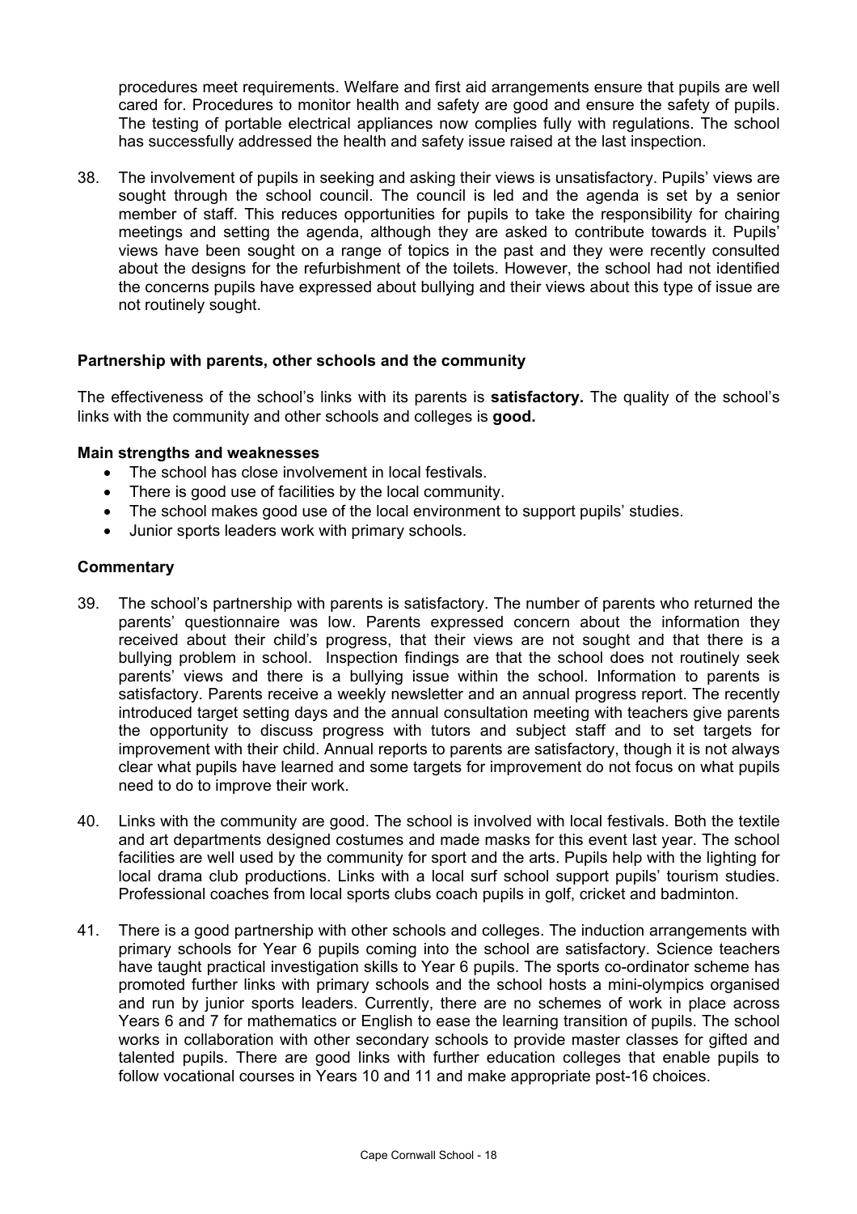procedures meet requirements. Welfare and first aid arrangements ensure that pupils are well cared for. Procedures to monitor health and safety are good and ensure the safety of pupils. The testing of portable electrical appliances now complies fully with regulations. The school has successfully addressed the health and safety issue raised at the last inspection.

38. The involvement of pupils in seeking and asking their views is unsatisfactory. Pupils' views are sought through the school council. The council is led and the agenda is set by a senior member of staff. This reduces opportunities for pupils to take the responsibility for chairing meetings and setting the agenda, although they are asked to contribute towards it. Pupils' views have been sought on a range of topics in the past and they were recently consulted about the designs for the refurbishment of the toilets. However, the school had not identified the concerns pupils have expressed about bullying and their views about this type of issue are not routinely sought.

### Partnership with parents, other schools and the community

The effectiveness of the school's links with its parents is **satisfactory.** The quality of the school's links with the community and other schools and colleges is **good.**

#### Main strengths and weaknesses

- The school has close involvement in local festivals.
- There is good use of facilities by the local community.
- The school makes good use of the local environment to support pupils' studies.
- Junior sports leaders work with primary schools.

#### Commentary

39. The school's partnership with parents is satisfactory. The number of parents who returned the parents' questionnaire was low. Parents expressed concern about the information they received about their child's progress, that their views are not sought and that there is a bullying problem in school. Inspection findings are that the school does not routinely seek parents' views and there is a bullying issue within the school. Information to parents is satisfactory. Parents receive a weekly newsletter and an annual progress report. The recently introduced target setting days and the annual consultation meeting with teachers give parents the opportunity to discuss progress with tutors and subject staff and to set targets for improvement with their child. Annual reports to parents are satisfactory, though it is not always clear what pupils have learned and some targets for improvement do not focus on what pupils need to do to improve their work.

40. Links with the community are good. The school is involved with local festivals. Both the textile and art departments designed costumes and made masks for this event last year. The school facilities are well used by the community for sport and the arts. Pupils help with the lighting for local drama club productions. Links with a local surf school support pupils' tourism studies. Professional coaches from local sports clubs coach pupils in golf, cricket and badminton.

41. There is a good partnership with other schools and colleges. The induction arrangements with primary schools for Year 6 pupils coming into the school are satisfactory. Science teachers have taught practical investigation skills to Year 6 pupils. The sports co-ordinator scheme has promoted further links with primary schools and the school hosts a mini-olympics organised and run by junior sports leaders. Currently, there are no schemes of work in place across Years 6 and 7 for mathematics or English to ease the learning transition of pupils. The school works in collaboration with other secondary schools to provide master classes for gifted and talented pupils. There are good links with further education colleges that enable pupils to follow vocational courses in Years 10 and 11 and make appropriate post-16 choices.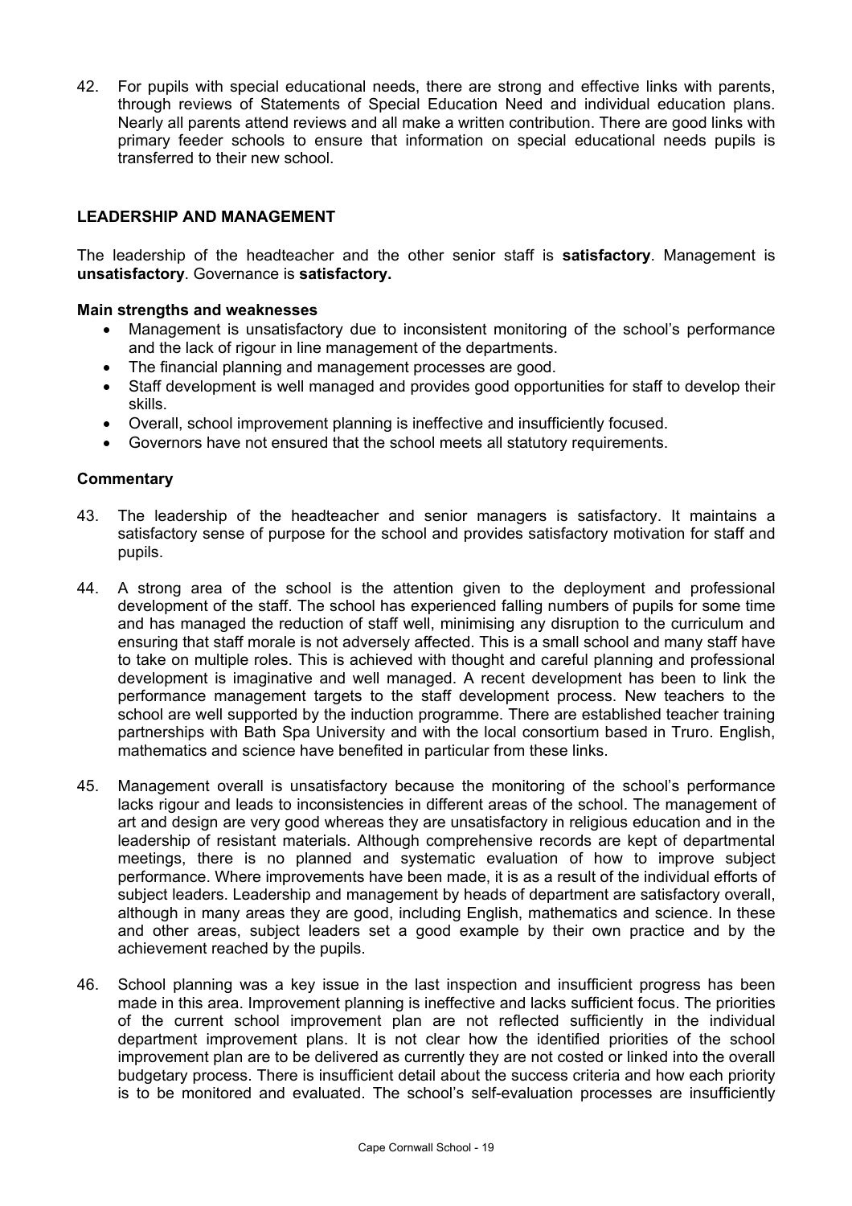42. For pupils with special educational needs, there are strong and effective links with parents, through reviews of Statements of Special Education Need and individual education plans. Nearly all parents attend reviews and all make a written contribution. There are good links with primary feeder schools to ensure that information on special educational needs pupils is transferred to their new school.

## LEADERSHIP AND MANAGEMENT

The leadership of the headteacher and the other senior staff is **satisfactory**. Management is **unsatisfactory**. Governance is **satisfactory.**

### Main strengths and weaknesses

- Management is unsatisfactory due to inconsistent monitoring of the school's performance and the lack of rigour in line management of the departments.
- The financial planning and management processes are good.
- Staff development is well managed and provides good opportunities for staff to develop their skills.
- Overall, school improvement planning is ineffective and insufficiently focused.
- Governors have not ensured that the school meets all statutory requirements.

### Commentary

43. The leadership of the headteacher and senior managers is satisfactory. It maintains a satisfactory sense of purpose for the school and provides satisfactory motivation for staff and pupils.

44. A strong area of the school is the attention given to the deployment and professional development of the staff. The school has experienced falling numbers of pupils for some time and has managed the reduction of staff well, minimising any disruption to the curriculum and ensuring that staff morale is not adversely affected. This is a small school and many staff have to take on multiple roles. This is achieved with thought and careful planning and professional development is imaginative and well managed. A recent development has been to link the performance management targets to the staff development process. New teachers to the school are well supported by the induction programme. There are established teacher training partnerships with Bath Spa University and with the local consortium based in Truro. English, mathematics and science have benefited in particular from these links.

45. Management overall is unsatisfactory because the monitoring of the school's performance lacks rigour and leads to inconsistencies in different areas of the school. The management of art and design are very good whereas they are unsatisfactory in religious education and in the leadership of resistant materials. Although comprehensive records are kept of departmental meetings, there is no planned and systematic evaluation of how to improve subject performance. Where improvements have been made, it is as a result of the individual efforts of subject leaders. Leadership and management by heads of department are satisfactory overall, although in many areas they are good, including English, mathematics and science. In these and other areas, subject leaders set a good example by their own practice and by the achievement reached by the pupils.

46. School planning was a key issue in the last inspection and insufficient progress has been made in this area. Improvement planning is ineffective and lacks sufficient focus. The priorities of the current school improvement plan are not reflected sufficiently in the individual department improvement plans. It is not clear how the identified priorities of the school improvement plan are to be delivered as currently they are not costed or linked into the overall budgetary process. There is insufficient detail about the success criteria and how each priority is to be monitored and evaluated. The school's self-evaluation processes are insufficiently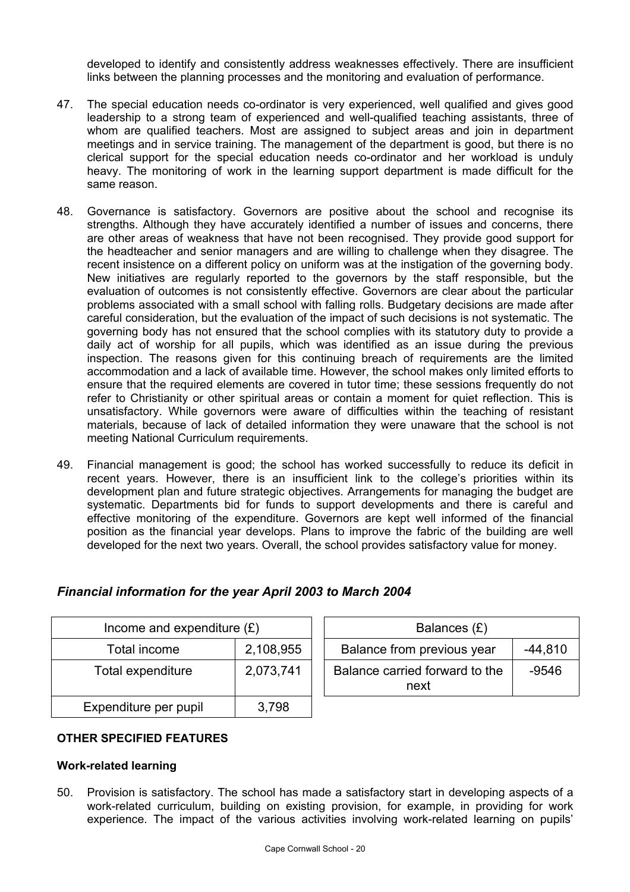developed to identify and consistently address weaknesses effectively. There are insufficient links between the planning processes and the monitoring and evaluation of performance.

47. The special education needs co-ordinator is very experienced, well qualified and gives good leadership to a strong team of experienced and well-qualified teaching assistants, three of whom are qualified teachers. Most are assigned to subject areas and join in department meetings and in service training. The management of the department is good, but there is no clerical support for the special education needs co-ordinator and her workload is unduly heavy. The monitoring of work in the learning support department is made difficult for the same reason.

48. Governance is satisfactory. Governors are positive about the school and recognise its strengths. Although they have accurately identified a number of issues and concerns, there are other areas of weakness that have not been recognised. They provide good support for the headteacher and senior managers and are willing to challenge when they disagree. The recent insistence on a different policy on uniform was at the instigation of the governing body. New initiatives are regularly reported to the governors by the staff responsible, but the evaluation of outcomes is not consistently effective. Governors are clear about the particular problems associated with a small school with falling rolls. Budgetary decisions are made after careful consideration, but the evaluation of the impact of such decisions is not systematic. The governing body has not ensured that the school complies with its statutory duty to provide a daily act of worship for all pupils, which was identified as an issue during the previous inspection. The reasons given for this continuing breach of requirements are the limited accommodation and a lack of available time. However, the school makes only limited efforts to ensure that the required elements are covered in tutor time; these sessions frequently do not refer to Christianity or other spiritual areas or contain a moment for quiet reflection. This is unsatisfactory. While governors were aware of difficulties within the teaching of resistant materials, because of lack of detailed information they were unaware that the school is not meeting National Curriculum requirements.

49. Financial management is good; the school has worked successfully to reduce its deficit in recent years. However, there is an insufficient link to the college's priorities within its development plan and future strategic objectives. Arrangements for managing the budget are systematic. Departments bid for funds to support developments and there is careful and effective monitoring of the expenditure. Governors are kept well informed of the financial position as the financial year develops. Plans to improve the fabric of the building are well developed for the next two years. Overall, the school provides satisfactory value for money.

## *Financial information for the year April 2003 to March 2004*

| Income and expenditure (£) | |
|---|---|
| Total income | 2,108,955 |
| Total expenditure | 2,073,741 |
| Expenditure per pupil | 3,798 |

| Balances (£) | |
|---|---|
| Balance from previous year | -44,810 |
| Balance carried forward to the next | -9546 |

### OTHER SPECIFIED FEATURES

#### Work-related learning

50. Provision is satisfactory. The school has made a satisfactory start in developing aspects of a work-related curriculum, building on existing provision, for example, in providing for work experience. The impact of the various activities involving work-related learning on pupils'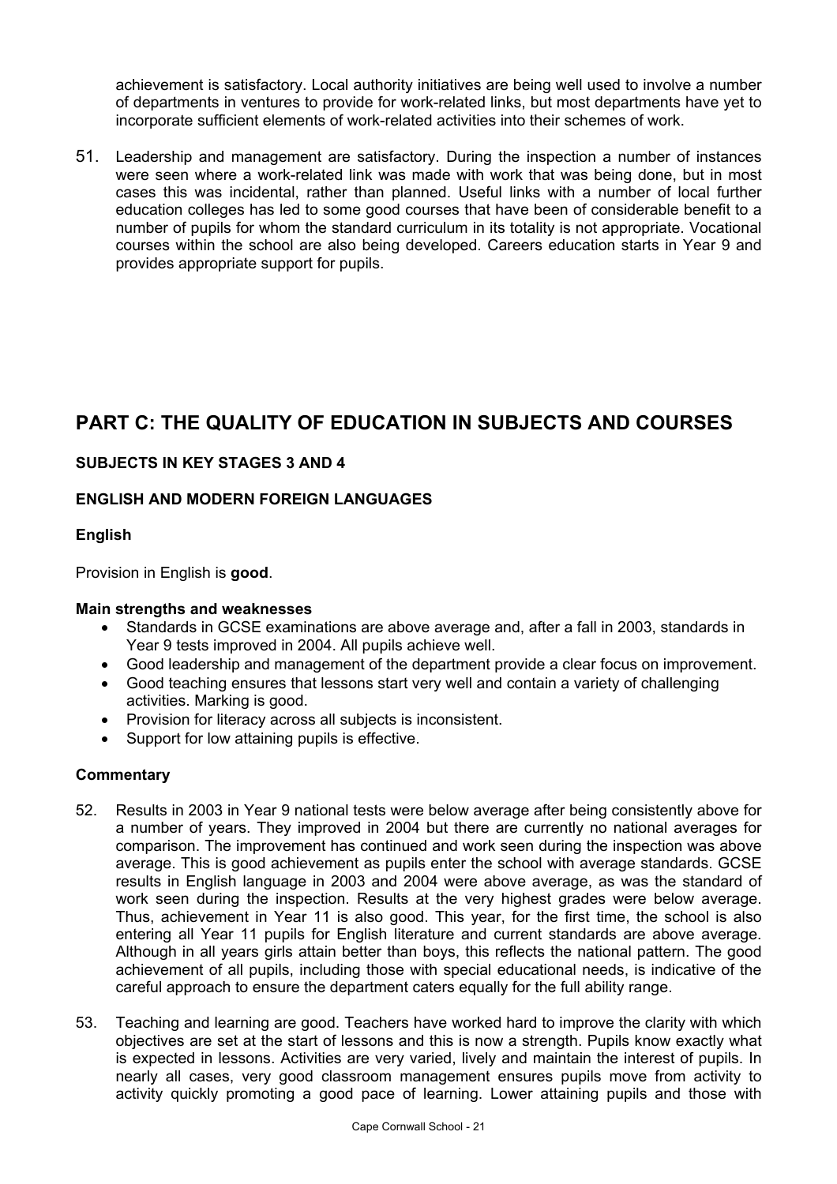achievement is satisfactory. Local authority initiatives are being well used to involve a number of departments in ventures to provide for work-related links, but most departments have yet to incorporate sufficient elements of work-related activities into their schemes of work.

51. Leadership and management are satisfactory. During the inspection a number of instances were seen where a work-related link was made with work that was being done, but in most cases this was incidental, rather than planned. Useful links with a number of local further education colleges has led to some good courses that have been of considerable benefit to a number of pupils for whom the standard curriculum in its totality is not appropriate. Vocational courses within the school are also being developed. Careers education starts in Year 9 and provides appropriate support for pupils.

# PART C: THE QUALITY OF EDUCATION IN SUBJECTS AND COURSES

**SUBJECTS IN KEY STAGES 3 AND 4**

**ENGLISH AND MODERN FOREIGN LANGUAGES**

**English**

Provision in English is **good**.

**Main strengths and weaknesses**

- Standards in GCSE examinations are above average and, after a fall in 2003, standards in Year 9 tests improved in 2004. All pupils achieve well.
- Good leadership and management of the department provide a clear focus on improvement.
- Good teaching ensures that lessons start very well and contain a variety of challenging activities. Marking is good.
- Provision for literacy across all subjects is inconsistent.
- Support for low attaining pupils is effective.

**Commentary**

52. Results in 2003 in Year 9 national tests were below average after being consistently above for a number of years. They improved in 2004 but there are currently no national averages for comparison. The improvement has continued and work seen during the inspection was above average. This is good achievement as pupils enter the school with average standards. GCSE results in English language in 2003 and 2004 were above average, as was the standard of work seen during the inspection. Results at the very highest grades were below average. Thus, achievement in Year 11 is also good. This year, for the first time, the school is also entering all Year 11 pupils for English literature and current standards are above average. Although in all years girls attain better than boys, this reflects the national pattern. The good achievement of all pupils, including those with special educational needs, is indicative of the careful approach to ensure the department caters equally for the full ability range.

53. Teaching and learning are good. Teachers have worked hard to improve the clarity with which objectives are set at the start of lessons and this is now a strength. Pupils know exactly what is expected in lessons. Activities are very varied, lively and maintain the interest of pupils. In nearly all cases, very good classroom management ensures pupils move from activity to activity quickly promoting a good pace of learning. Lower attaining pupils and those with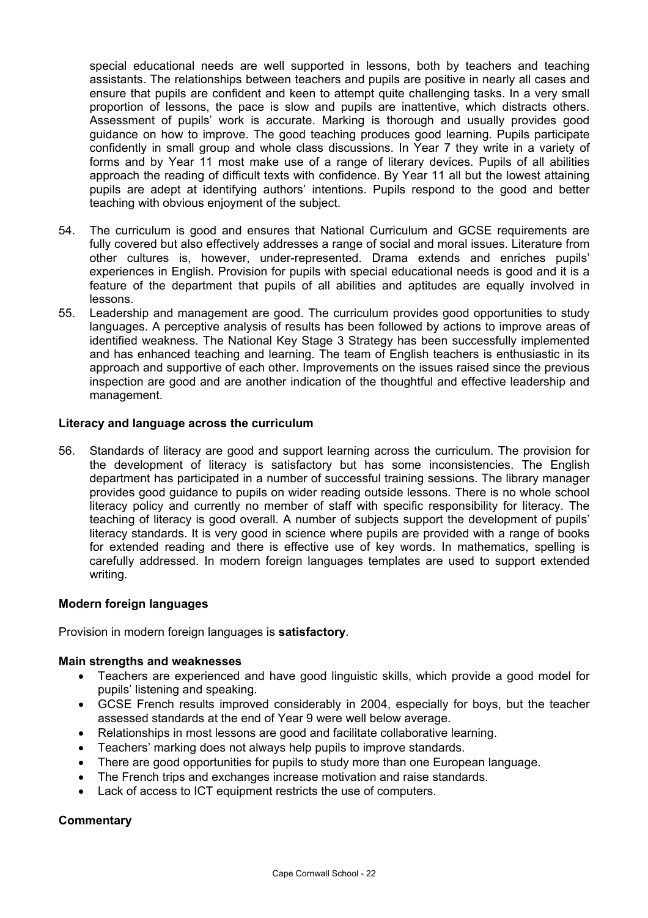special educational needs are well supported in lessons, both by teachers and teaching assistants. The relationships between teachers and pupils are positive in nearly all cases and ensure that pupils are confident and keen to attempt quite challenging tasks. In a very small proportion of lessons, the pace is slow and pupils are inattentive, which distracts others. Assessment of pupils' work is accurate. Marking is thorough and usually provides good guidance on how to improve. The good teaching produces good learning. Pupils participate confidently in small group and whole class discussions. In Year 7 they write in a variety of forms and by Year 11 most make use of a range of literary devices. Pupils of all abilities approach the reading of difficult texts with confidence. By Year 11 all but the lowest attaining pupils are adept at identifying authors' intentions. Pupils respond to the good and better teaching with obvious enjoyment of the subject.

54. The curriculum is good and ensures that National Curriculum and GCSE requirements are fully covered but also effectively addresses a range of social and moral issues. Literature from other cultures is, however, under-represented. Drama extends and enriches pupils' experiences in English. Provision for pupils with special educational needs is good and it is a feature of the department that pupils of all abilities and aptitudes are equally involved in lessons.

55. Leadership and management are good. The curriculum provides good opportunities to study languages. A perceptive analysis of results has been followed by actions to improve areas of identified weakness. The National Key Stage 3 Strategy has been successfully implemented and has enhanced teaching and learning. The team of English teachers is enthusiastic in its approach and supportive of each other. Improvements on the issues raised since the previous inspection are good and are another indication of the thoughtful and effective leadership and management.

**Literacy and language across the curriculum**

56. Standards of literacy are good and support learning across the curriculum. The provision for the development of literacy is satisfactory but has some inconsistencies. The English department has participated in a number of successful training sessions. The library manager provides good guidance to pupils on wider reading outside lessons. There is no whole school literacy policy and currently no member of staff with specific responsibility for literacy. The teaching of literacy is good overall. A number of subjects support the development of pupils' literacy standards. It is very good in science where pupils are provided with a range of books for extended reading and there is effective use of key words. In mathematics, spelling is carefully addressed. In modern foreign languages templates are used to support extended writing.

**Modern foreign languages**

Provision in modern foreign languages is **satisfactory**.

**Main strengths and weaknesses**

- Teachers are experienced and have good linguistic skills, which provide a good model for pupils' listening and speaking.
- GCSE French results improved considerably in 2004, especially for boys, but the teacher assessed standards at the end of Year 9 were well below average.
- Relationships in most lessons are good and facilitate collaborative learning.
- Teachers' marking does not always help pupils to improve standards.
- There are good opportunities for pupils to study more than one European language.
- The French trips and exchanges increase motivation and raise standards.
- Lack of access to ICT equipment restricts the use of computers.

**Commentary**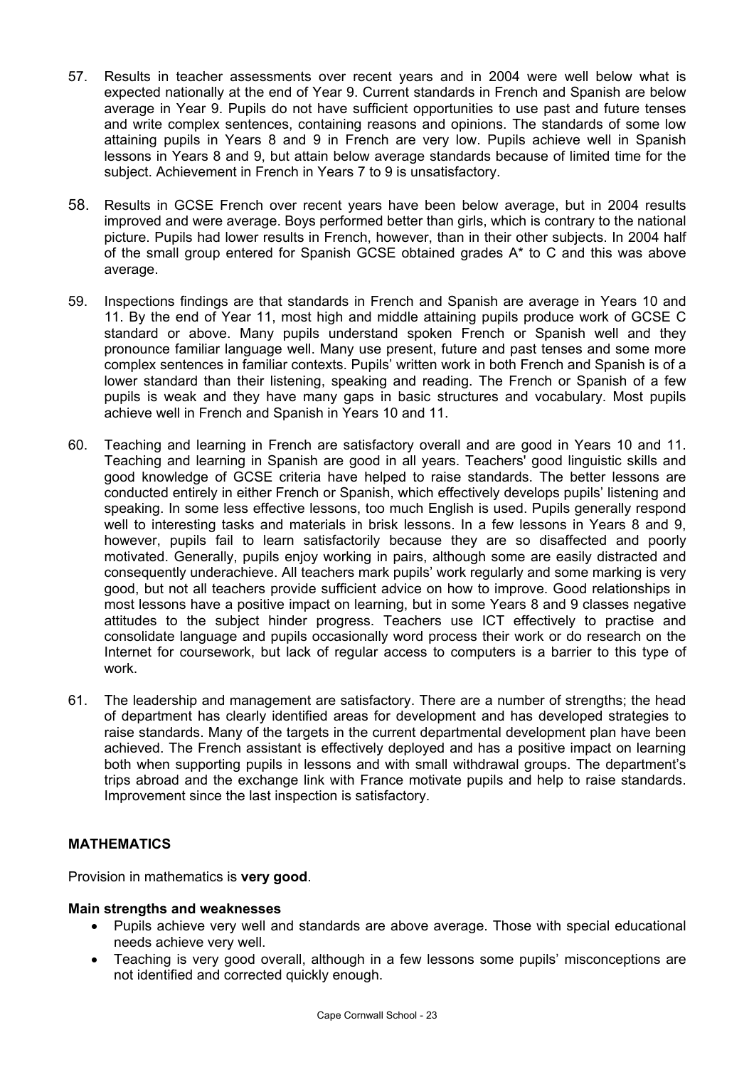57. Results in teacher assessments over recent years and in 2004 were well below what is expected nationally at the end of Year 9. Current standards in French and Spanish are below average in Year 9. Pupils do not have sufficient opportunities to use past and future tenses and write complex sentences, containing reasons and opinions. The standards of some low attaining pupils in Years 8 and 9 in French are very low. Pupils achieve well in Spanish lessons in Years 8 and 9, but attain below average standards because of limited time for the subject. Achievement in French in Years 7 to 9 is unsatisfactory.

58. Results in GCSE French over recent years have been below average, but in 2004 results improved and were average. Boys performed better than girls, which is contrary to the national picture. Pupils had lower results in French, however, than in their other subjects. In 2004 half of the small group entered for Spanish GCSE obtained grades A* to C and this was above average.

59. Inspections findings are that standards in French and Spanish are average in Years 10 and 11. By the end of Year 11, most high and middle attaining pupils produce work of GCSE C standard or above. Many pupils understand spoken French or Spanish well and they pronounce familiar language well. Many use present, future and past tenses and some more complex sentences in familiar contexts. Pupils' written work in both French and Spanish is of a lower standard than their listening, speaking and reading. The French or Spanish of a few pupils is weak and they have many gaps in basic structures and vocabulary. Most pupils achieve well in French and Spanish in Years 10 and 11.

60. Teaching and learning in French are satisfactory overall and are good in Years 10 and 11. Teaching and learning in Spanish are good in all years. Teachers' good linguistic skills and good knowledge of GCSE criteria have helped to raise standards. The better lessons are conducted entirely in either French or Spanish, which effectively develops pupils' listening and speaking. In some less effective lessons, too much English is used. Pupils generally respond well to interesting tasks and materials in brisk lessons. In a few lessons in Years 8 and 9, however, pupils fail to learn satisfactorily because they are so disaffected and poorly motivated. Generally, pupils enjoy working in pairs, although some are easily distracted and consequently underachieve. All teachers mark pupils' work regularly and some marking is very good, but not all teachers provide sufficient advice on how to improve. Good relationships in most lessons have a positive impact on learning, but in some Years 8 and 9 classes negative attitudes to the subject hinder progress. Teachers use ICT effectively to practise and consolidate language and pupils occasionally word process their work or do research on the Internet for coursework, but lack of regular access to computers is a barrier to this type of work.

61. The leadership and management are satisfactory. There are a number of strengths; the head of department has clearly identified areas for development and has developed strategies to raise standards. Many of the targets in the current departmental development plan have been achieved. The French assistant is effectively deployed and has a positive impact on learning both when supporting pupils in lessons and with small withdrawal groups. The department's trips abroad and the exchange link with France motivate pupils and help to raise standards. Improvement since the last inspection is satisfactory.

## MATHEMATICS

Provision in mathematics is **very good**.

### Main strengths and weaknesses

- Pupils achieve very well and standards are above average. Those with special educational needs achieve very well.
- Teaching is very good overall, although in a few lessons some pupils' misconceptions are not identified and corrected quickly enough.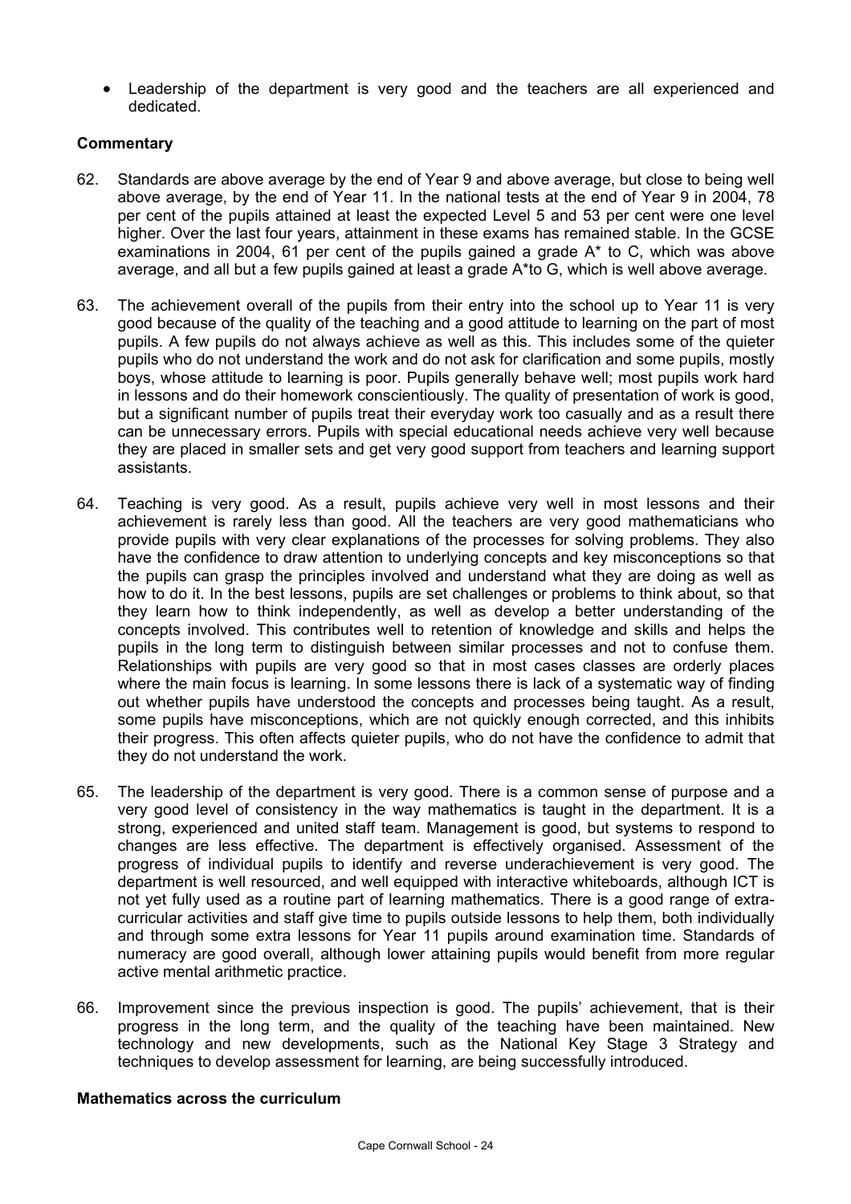- Leadership of the department is very good and the teachers are all experienced and dedicated.

### Commentary

62. Standards are above average by the end of Year 9 and above average, but close to being well above average, by the end of Year 11. In the national tests at the end of Year 9 in 2004, 78 per cent of the pupils attained at least the expected Level 5 and 53 per cent were one level higher. Over the last four years, attainment in these exams has remained stable. In the GCSE examinations in 2004, 61 per cent of the pupils gained a grade A* to C, which was above average, and all but a few pupils gained at least a grade A*to G, which is well above average.

63. The achievement overall of the pupils from their entry into the school up to Year 11 is very good because of the quality of the teaching and a good attitude to learning on the part of most pupils. A few pupils do not always achieve as well as this. This includes some of the quieter pupils who do not understand the work and do not ask for clarification and some pupils, mostly boys, whose attitude to learning is poor. Pupils generally behave well; most pupils work hard in lessons and do their homework conscientiously. The quality of presentation of work is good, but a significant number of pupils treat their everyday work too casually and as a result there can be unnecessary errors. Pupils with special educational needs achieve very well because they are placed in smaller sets and get very good support from teachers and learning support assistants.

64. Teaching is very good. As a result, pupils achieve very well in most lessons and their achievement is rarely less than good. All the teachers are very good mathematicians who provide pupils with very clear explanations of the processes for solving problems. They also have the confidence to draw attention to underlying concepts and key misconceptions so that the pupils can grasp the principles involved and understand what they are doing as well as how to do it. In the best lessons, pupils are set challenges or problems to think about, so that they learn how to think independently, as well as develop a better understanding of the concepts involved. This contributes well to retention of knowledge and skills and helps the pupils in the long term to distinguish between similar processes and not to confuse them. Relationships with pupils are very good so that in most cases classes are orderly places where the main focus is learning. In some lessons there is lack of a systematic way of finding out whether pupils have understood the concepts and processes being taught. As a result, some pupils have misconceptions, which are not quickly enough corrected, and this inhibits their progress. This often affects quieter pupils, who do not have the confidence to admit that they do not understand the work.

65. The leadership of the department is very good. There is a common sense of purpose and a very good level of consistency in the way mathematics is taught in the department. It is a strong, experienced and united staff team. Management is good, but systems to respond to changes are less effective. The department is effectively organised. Assessment of the progress of individual pupils to identify and reverse underachievement is very good. The department is well resourced, and well equipped with interactive whiteboards, although ICT is not yet fully used as a routine part of learning mathematics. There is a good range of extra-curricular activities and staff give time to pupils outside lessons to help them, both individually and through some extra lessons for Year 11 pupils around examination time. Standards of numeracy are good overall, although lower attaining pupils would benefit from more regular active mental arithmetic practice.

66. Improvement since the previous inspection is good. The pupils' achievement, that is their progress in the long term, and the quality of the teaching have been maintained. New technology and new developments, such as the National Key Stage 3 Strategy and techniques to develop assessment for learning, are being successfully introduced.

### Mathematics across the curriculum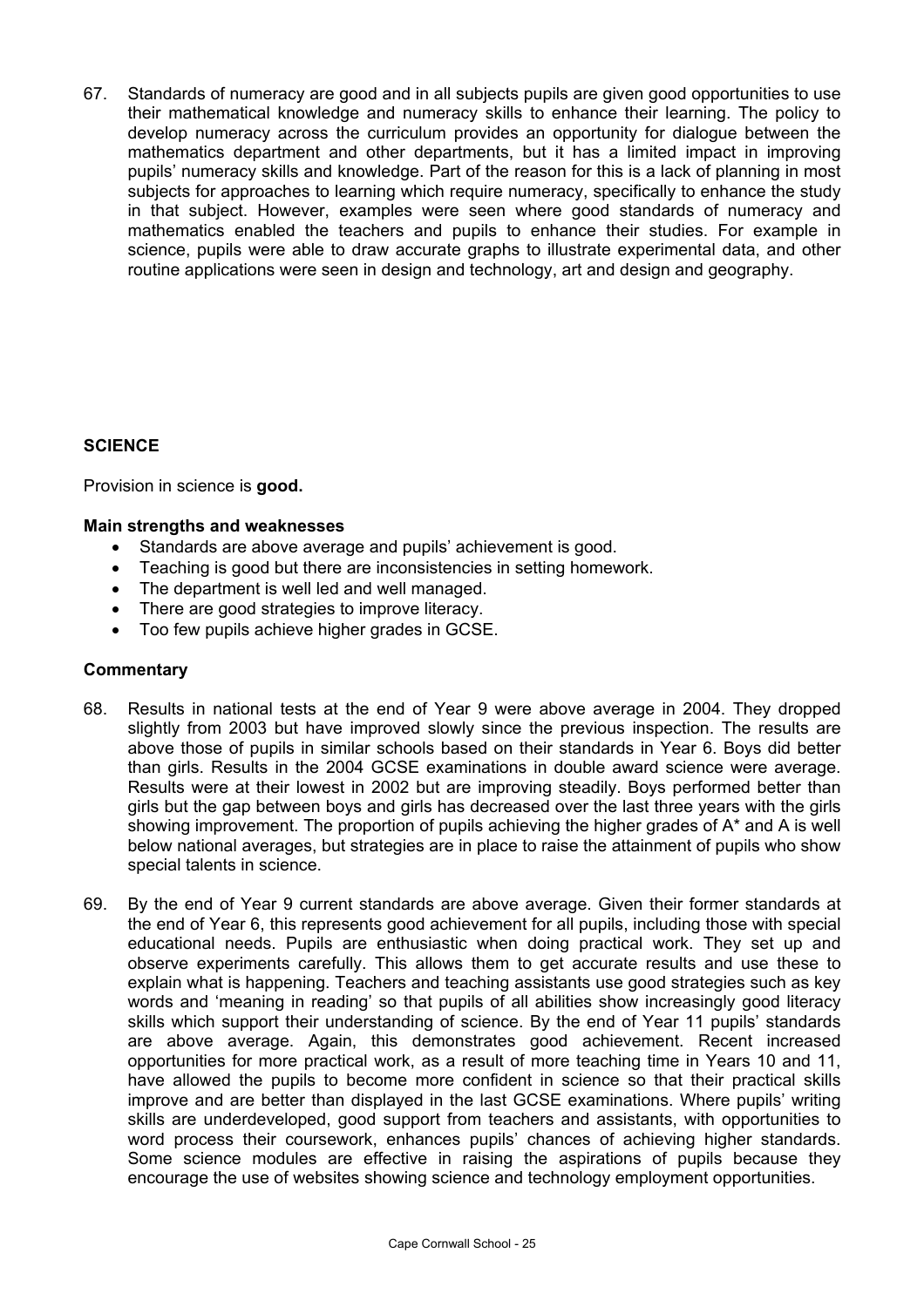67. Standards of numeracy are good and in all subjects pupils are given good opportunities to use their mathematical knowledge and numeracy skills to enhance their learning. The policy to develop numeracy across the curriculum provides an opportunity for dialogue between the mathematics department and other departments, but it has a limited impact in improving pupils' numeracy skills and knowledge. Part of the reason for this is a lack of planning in most subjects for approaches to learning which require numeracy, specifically to enhance the study in that subject. However, examples were seen where good standards of numeracy and mathematics enabled the teachers and pupils to enhance their studies. For example in science, pupils were able to draw accurate graphs to illustrate experimental data, and other routine applications were seen in design and technology, art and design and geography.

## SCIENCE

Provision in science is **good.**

### Main strengths and weaknesses

- Standards are above average and pupils' achievement is good.
- Teaching is good but there are inconsistencies in setting homework.
- The department is well led and well managed.
- There are good strategies to improve literacy.
- Too few pupils achieve higher grades in GCSE.

### Commentary

68. Results in national tests at the end of Year 9 were above average in 2004. They dropped slightly from 2003 but have improved slowly since the previous inspection. The results are above those of pupils in similar schools based on their standards in Year 6. Boys did better than girls. Results in the 2004 GCSE examinations in double award science were average. Results were at their lowest in 2002 but are improving steadily. Boys performed better than girls but the gap between boys and girls has decreased over the last three years with the girls showing improvement. The proportion of pupils achieving the higher grades of A* and A is well below national averages, but strategies are in place to raise the attainment of pupils who show special talents in science.

69. By the end of Year 9 current standards are above average. Given their former standards at the end of Year 6, this represents good achievement for all pupils, including those with special educational needs. Pupils are enthusiastic when doing practical work. They set up and observe experiments carefully. This allows them to get accurate results and use these to explain what is happening. Teachers and teaching assistants use good strategies such as key words and 'meaning in reading' so that pupils of all abilities show increasingly good literacy skills which support their understanding of science. By the end of Year 11 pupils' standards are above average. Again, this demonstrates good achievement. Recent increased opportunities for more practical work, as a result of more teaching time in Years 10 and 11, have allowed the pupils to become more confident in science so that their practical skills improve and are better than displayed in the last GCSE examinations. Where pupils' writing skills are underdeveloped, good support from teachers and assistants, with opportunities to word process their coursework, enhances pupils' chances of achieving higher standards. Some science modules are effective in raising the aspirations of pupils because they encourage the use of websites showing science and technology employment opportunities.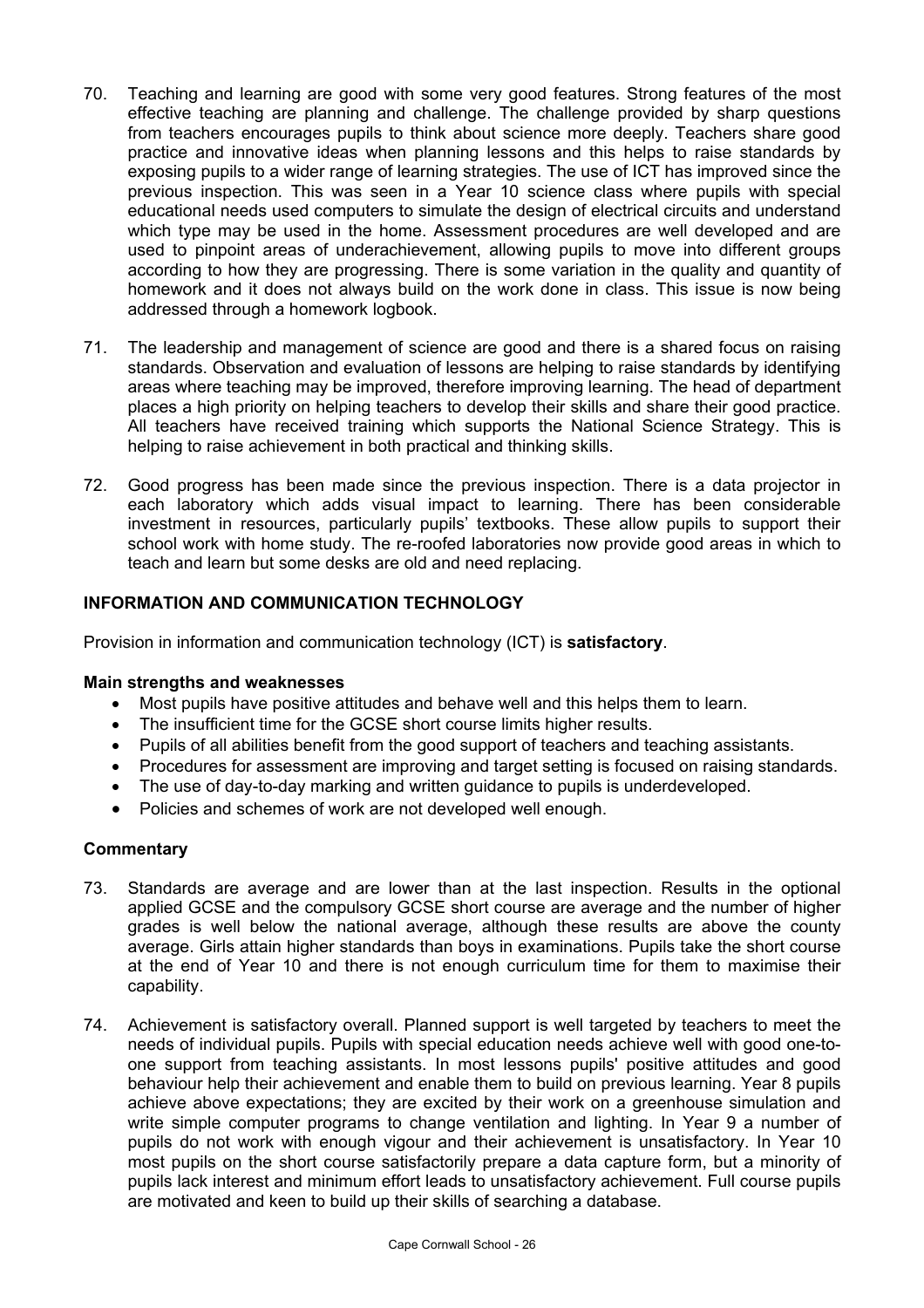70. Teaching and learning are good with some very good features. Strong features of the most effective teaching are planning and challenge. The challenge provided by sharp questions from teachers encourages pupils to think about science more deeply. Teachers share good practice and innovative ideas when planning lessons and this helps to raise standards by exposing pupils to a wider range of learning strategies. The use of ICT has improved since the previous inspection. This was seen in a Year 10 science class where pupils with special educational needs used computers to simulate the design of electrical circuits and understand which type may be used in the home. Assessment procedures are well developed and are used to pinpoint areas of underachievement, allowing pupils to move into different groups according to how they are progressing. There is some variation in the quality and quantity of homework and it does not always build on the work done in class. This issue is now being addressed through a homework logbook.

71. The leadership and management of science are good and there is a shared focus on raising standards. Observation and evaluation of lessons are helping to raise standards by identifying areas where teaching may be improved, therefore improving learning. The head of department places a high priority on helping teachers to develop their skills and share their good practice. All teachers have received training which supports the National Science Strategy. This is helping to raise achievement in both practical and thinking skills.

72. Good progress has been made since the previous inspection. There is a data projector in each laboratory which adds visual impact to learning. There has been considerable investment in resources, particularly pupils' textbooks. These allow pupils to support their school work with home study. The re-roofed laboratories now provide good areas in which to teach and learn but some desks are old and need replacing.

## INFORMATION AND COMMUNICATION TECHNOLOGY

Provision in information and communication technology (ICT) is **satisfactory**.

### Main strengths and weaknesses

- Most pupils have positive attitudes and behave well and this helps them to learn.
- The insufficient time for the GCSE short course limits higher results.
- Pupils of all abilities benefit from the good support of teachers and teaching assistants.
- Procedures for assessment are improving and target setting is focused on raising standards.
- The use of day-to-day marking and written guidance to pupils is underdeveloped.
- Policies and schemes of work are not developed well enough.

### Commentary

73. Standards are average and are lower than at the last inspection. Results in the optional applied GCSE and the compulsory GCSE short course are average and the number of higher grades is well below the national average, although these results are above the county average. Girls attain higher standards than boys in examinations. Pupils take the short course at the end of Year 10 and there is not enough curriculum time for them to maximise their capability.

74. Achievement is satisfactory overall. Planned support is well targeted by teachers to meet the needs of individual pupils. Pupils with special education needs achieve well with good one-to-one support from teaching assistants. In most lessons pupils' positive attitudes and good behaviour help their achievement and enable them to build on previous learning. Year 8 pupils achieve above expectations; they are excited by their work on a greenhouse simulation and write simple computer programs to change ventilation and lighting. In Year 9 a number of pupils do not work with enough vigour and their achievement is unsatisfactory. In Year 10 most pupils on the short course satisfactorily prepare a data capture form, but a minority of pupils lack interest and minimum effort leads to unsatisfactory achievement. Full course pupils are motivated and keen to build up their skills of searching a database.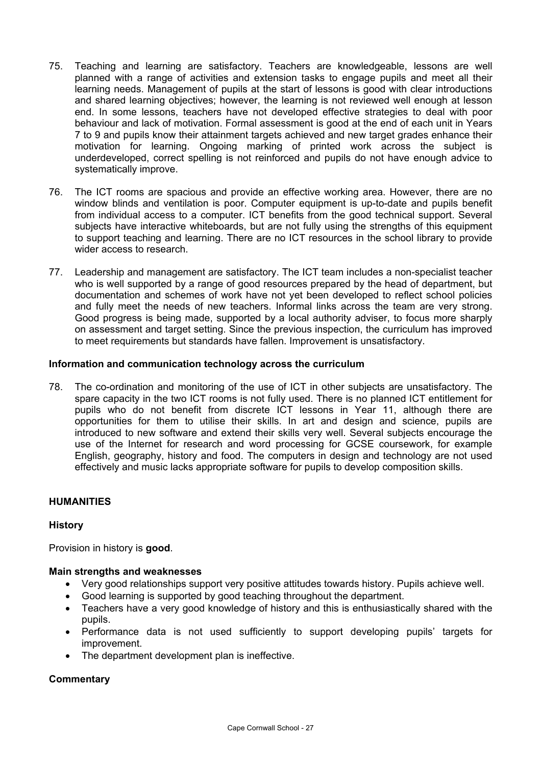75. Teaching and learning are satisfactory. Teachers are knowledgeable, lessons are well planned with a range of activities and extension tasks to engage pupils and meet all their learning needs. Management of pupils at the start of lessons is good with clear introductions and shared learning objectives; however, the learning is not reviewed well enough at lesson end. In some lessons, teachers have not developed effective strategies to deal with poor behaviour and lack of motivation. Formal assessment is good at the end of each unit in Years 7 to 9 and pupils know their attainment targets achieved and new target grades enhance their motivation for learning. Ongoing marking of printed work across the subject is underdeveloped, correct spelling is not reinforced and pupils do not have enough advice to systematically improve.

76. The ICT rooms are spacious and provide an effective working area. However, there are no window blinds and ventilation is poor. Computer equipment is up-to-date and pupils benefit from individual access to a computer. ICT benefits from the good technical support. Several subjects have interactive whiteboards, but are not fully using the strengths of this equipment to support teaching and learning. There are no ICT resources in the school library to provide wider access to research.

77. Leadership and management are satisfactory. The ICT team includes a non-specialist teacher who is well supported by a range of good resources prepared by the head of department, but documentation and schemes of work have not yet been developed to reflect school policies and fully meet the needs of new teachers. Informal links across the team are very strong. Good progress is being made, supported by a local authority adviser, to focus more sharply on assessment and target setting. Since the previous inspection, the curriculum has improved to meet requirements but standards have fallen. Improvement is unsatisfactory.

### Information and communication technology across the curriculum

78. The co-ordination and monitoring of the use of ICT in other subjects are unsatisfactory. The spare capacity in the two ICT rooms is not fully used. There is no planned ICT entitlement for pupils who do not benefit from discrete ICT lessons in Year 11, although there are opportunities for them to utilise their skills. In art and design and science, pupils are introduced to new software and extend their skills very well. Several subjects encourage the use of the Internet for research and word processing for GCSE coursework, for example English, geography, history and food. The computers in design and technology are not used effectively and music lacks appropriate software for pupils to develop composition skills.

## HUMANITIES

### History

Provision in history is **good**.

### Main strengths and weaknesses

- Very good relationships support very positive attitudes towards history. Pupils achieve well.
- Good learning is supported by good teaching throughout the department.
- Teachers have a very good knowledge of history and this is enthusiastically shared with the pupils.
- Performance data is not used sufficiently to support developing pupils' targets for improvement.
- The department development plan is ineffective.

### Commentary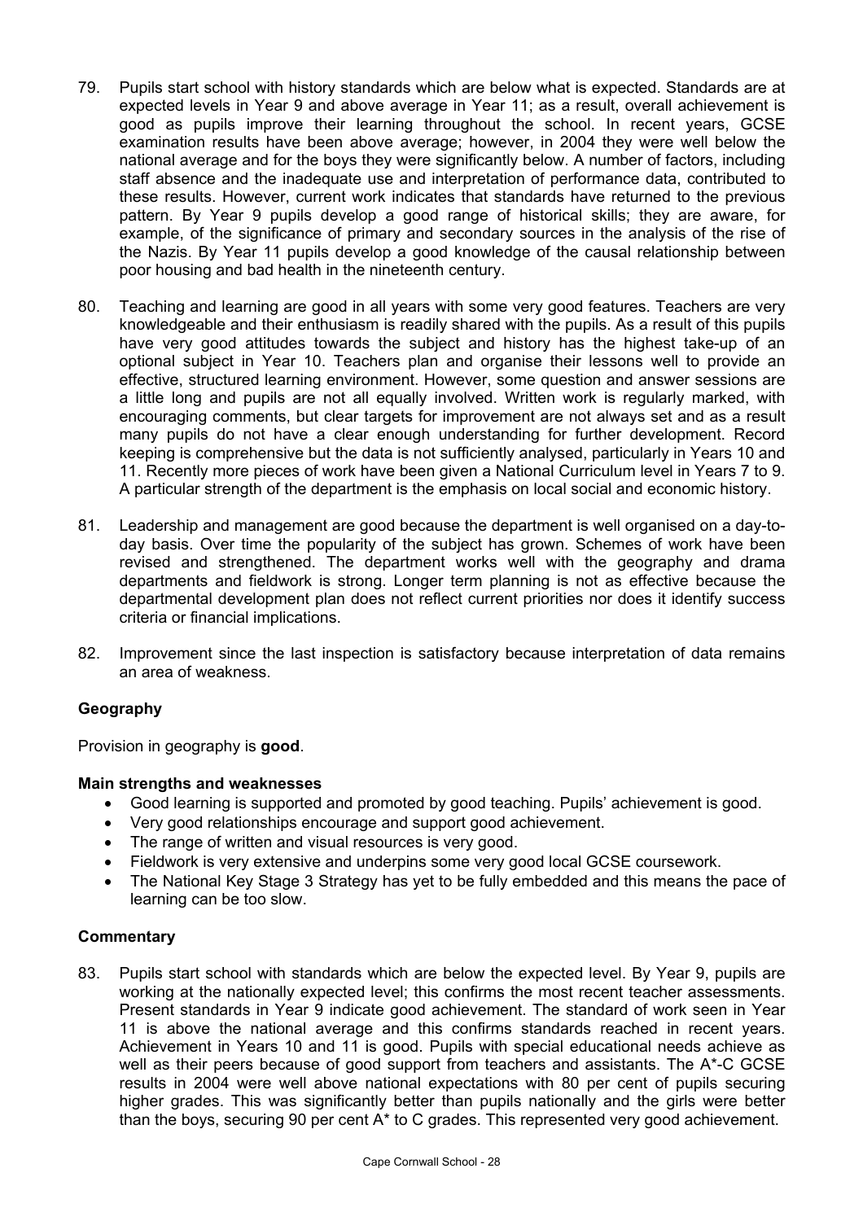79. Pupils start school with history standards which are below what is expected. Standards are at expected levels in Year 9 and above average in Year 11; as a result, overall achievement is good as pupils improve their learning throughout the school. In recent years, GCSE examination results have been above average; however, in 2004 they were well below the national average and for the boys they were significantly below. A number of factors, including staff absence and the inadequate use and interpretation of performance data, contributed to these results. However, current work indicates that standards have returned to the previous pattern. By Year 9 pupils develop a good range of historical skills; they are aware, for example, of the significance of primary and secondary sources in the analysis of the rise of the Nazis. By Year 11 pupils develop a good knowledge of the causal relationship between poor housing and bad health in the nineteenth century.

80. Teaching and learning are good in all years with some very good features. Teachers are very knowledgeable and their enthusiasm is readily shared with the pupils. As a result of this pupils have very good attitudes towards the subject and history has the highest take-up of an optional subject in Year 10. Teachers plan and organise their lessons well to provide an effective, structured learning environment. However, some question and answer sessions are a little long and pupils are not all equally involved. Written work is regularly marked, with encouraging comments, but clear targets for improvement are not always set and as a result many pupils do not have a clear enough understanding for further development. Record keeping is comprehensive but the data is not sufficiently analysed, particularly in Years 10 and 11. Recently more pieces of work have been given a National Curriculum level in Years 7 to 9. A particular strength of the department is the emphasis on local social and economic history.

81. Leadership and management are good because the department is well organised on a day-to-day basis. Over time the popularity of the subject has grown. Schemes of work have been revised and strengthened. The department works well with the geography and drama departments and fieldwork is strong. Longer term planning is not as effective because the departmental development plan does not reflect current priorities nor does it identify success criteria or financial implications.

82. Improvement since the last inspection is satisfactory because interpretation of data remains an area of weakness.

### Geography

Provision in geography is **good**.

#### Main strengths and weaknesses

- Good learning is supported and promoted by good teaching. Pupils' achievement is good.
- Very good relationships encourage and support good achievement.
- The range of written and visual resources is very good.
- Fieldwork is very extensive and underpins some very good local GCSE coursework.
- The National Key Stage 3 Strategy has yet to be fully embedded and this means the pace of learning can be too slow.

#### Commentary

83. Pupils start school with standards which are below the expected level. By Year 9, pupils are working at the nationally expected level; this confirms the most recent teacher assessments. Present standards in Year 9 indicate good achievement. The standard of work seen in Year 11 is above the national average and this confirms standards reached in recent years. Achievement in Years 10 and 11 is good. Pupils with special educational needs achieve as well as their peers because of good support from teachers and assistants. The A*-C GCSE results in 2004 were well above national expectations with 80 per cent of pupils securing higher grades. This was significantly better than pupils nationally and the girls were better than the boys, securing 90 per cent A* to C grades. This represented very good achievement.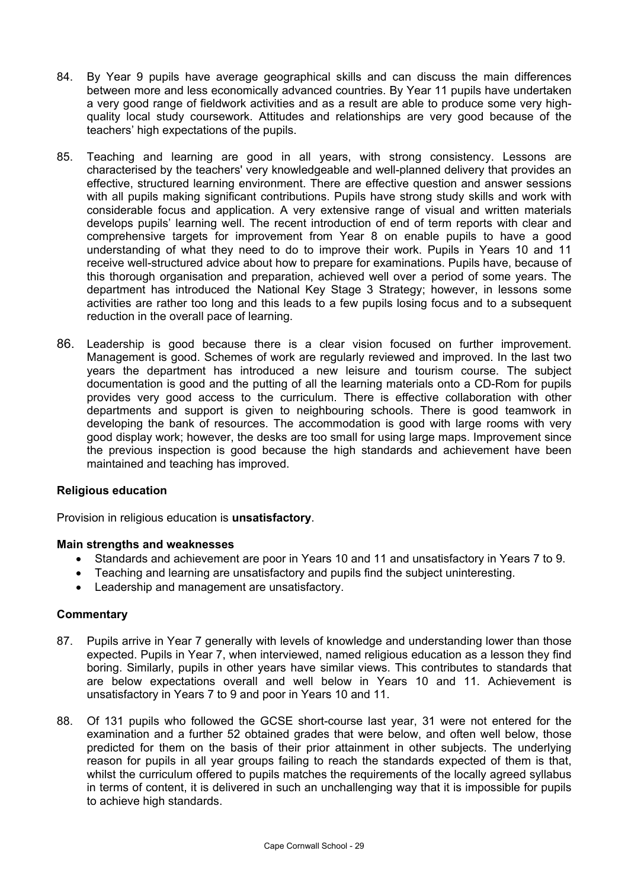84. By Year 9 pupils have average geographical skills and can discuss the main differences between more and less economically advanced countries. By Year 11 pupils have undertaken a very good range of fieldwork activities and as a result are able to produce some very high-quality local study coursework. Attitudes and relationships are very good because of the teachers' high expectations of the pupils.

85. Teaching and learning are good in all years, with strong consistency. Lessons are characterised by the teachers' very knowledgeable and well-planned delivery that provides an effective, structured learning environment. There are effective question and answer sessions with all pupils making significant contributions. Pupils have strong study skills and work with considerable focus and application. A very extensive range of visual and written materials develops pupils' learning well. The recent introduction of end of term reports with clear and comprehensive targets for improvement from Year 8 on enable pupils to have a good understanding of what they need to do to improve their work. Pupils in Years 10 and 11 receive well-structured advice about how to prepare for examinations. Pupils have, because of this thorough organisation and preparation, achieved well over a period of some years. The department has introduced the National Key Stage 3 Strategy; however, in lessons some activities are rather too long and this leads to a few pupils losing focus and to a subsequent reduction in the overall pace of learning.

86. Leadership is good because there is a clear vision focused on further improvement. Management is good. Schemes of work are regularly reviewed and improved. In the last two years the department has introduced a new leisure and tourism course. The subject documentation is good and the putting of all the learning materials onto a CD-Rom for pupils provides very good access to the curriculum. There is effective collaboration with other departments and support is given to neighbouring schools. There is good teamwork in developing the bank of resources. The accommodation is good with large rooms with very good display work; however, the desks are too small for using large maps. Improvement since the previous inspection is good because the high standards and achievement have been maintained and teaching has improved.

### Religious education

Provision in religious education is **unsatisfactory**.

#### Main strengths and weaknesses

- Standards and achievement are poor in Years 10 and 11 and unsatisfactory in Years 7 to 9.
- Teaching and learning are unsatisfactory and pupils find the subject uninteresting.
- Leadership and management are unsatisfactory.

#### Commentary

87. Pupils arrive in Year 7 generally with levels of knowledge and understanding lower than those expected. Pupils in Year 7, when interviewed, named religious education as a lesson they find boring. Similarly, pupils in other years have similar views. This contributes to standards that are below expectations overall and well below in Years 10 and 11. Achievement is unsatisfactory in Years 7 to 9 and poor in Years 10 and 11.

88. Of 131 pupils who followed the GCSE short-course last year, 31 were not entered for the examination and a further 52 obtained grades that were below, and often well below, those predicted for them on the basis of their prior attainment in other subjects. The underlying reason for pupils in all year groups failing to reach the standards expected of them is that, whilst the curriculum offered to pupils matches the requirements of the locally agreed syllabus in terms of content, it is delivered in such an unchallenging way that it is impossible for pupils to achieve high standards.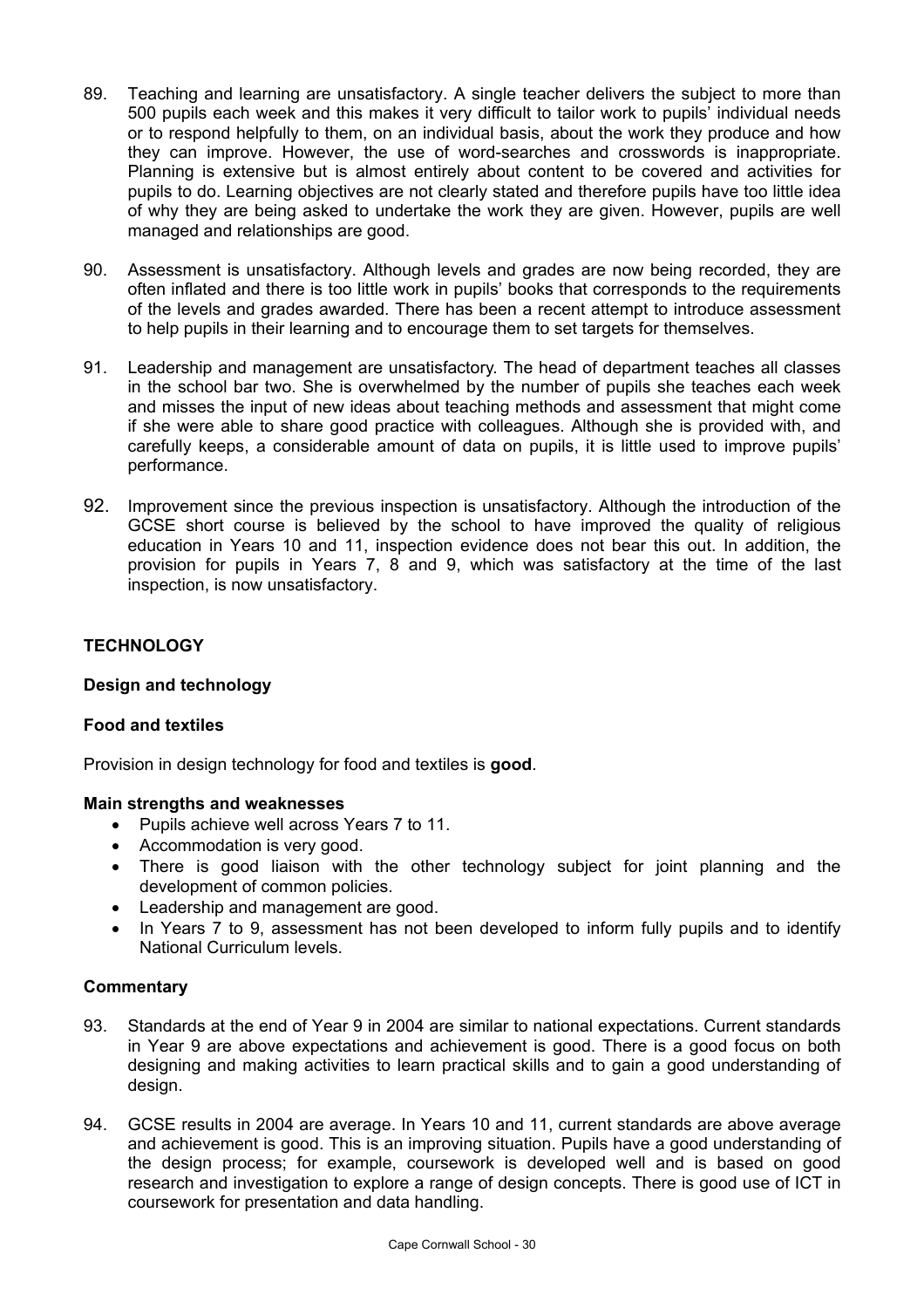89. Teaching and learning are unsatisfactory. A single teacher delivers the subject to more than 500 pupils each week and this makes it very difficult to tailor work to pupils' individual needs or to respond helpfully to them, on an individual basis, about the work they produce and how they can improve. However, the use of word-searches and crosswords is inappropriate. Planning is extensive but is almost entirely about content to be covered and activities for pupils to do. Learning objectives are not clearly stated and therefore pupils have too little idea of why they are being asked to undertake the work they are given. However, pupils are well managed and relationships are good.

90. Assessment is unsatisfactory. Although levels and grades are now being recorded, they are often inflated and there is too little work in pupils' books that corresponds to the requirements of the levels and grades awarded. There has been a recent attempt to introduce assessment to help pupils in their learning and to encourage them to set targets for themselves.

91. Leadership and management are unsatisfactory. The head of department teaches all classes in the school bar two. She is overwhelmed by the number of pupils she teaches each week and misses the input of new ideas about teaching methods and assessment that might come if she were able to share good practice with colleagues. Although she is provided with, and carefully keeps, a considerable amount of data on pupils, it is little used to improve pupils' performance.

92. Improvement since the previous inspection is unsatisfactory. Although the introduction of the GCSE short course is believed by the school to have improved the quality of religious education in Years 10 and 11, inspection evidence does not bear this out. In addition, the provision for pupils in Years 7, 8 and 9, which was satisfactory at the time of the last inspection, is now unsatisfactory.

## TECHNOLOGY

### Design and technology

### Food and textiles

Provision in design technology for food and textiles is **good**.

**Main strengths and weaknesses**

- Pupils achieve well across Years 7 to 11.
- Accommodation is very good.
- There is good liaison with the other technology subject for joint planning and the development of common policies.
- Leadership and management are good.
- In Years 7 to 9, assessment has not been developed to inform fully pupils and to identify National Curriculum levels.

**Commentary**

93. Standards at the end of Year 9 in 2004 are similar to national expectations. Current standards in Year 9 are above expectations and achievement is good. There is a good focus on both designing and making activities to learn practical skills and to gain a good understanding of design.

94. GCSE results in 2004 are average. In Years 10 and 11, current standards are above average and achievement is good. This is an improving situation. Pupils have a good understanding of the design process; for example, coursework is developed well and is based on good research and investigation to explore a range of design concepts. There is good use of ICT in coursework for presentation and data handling.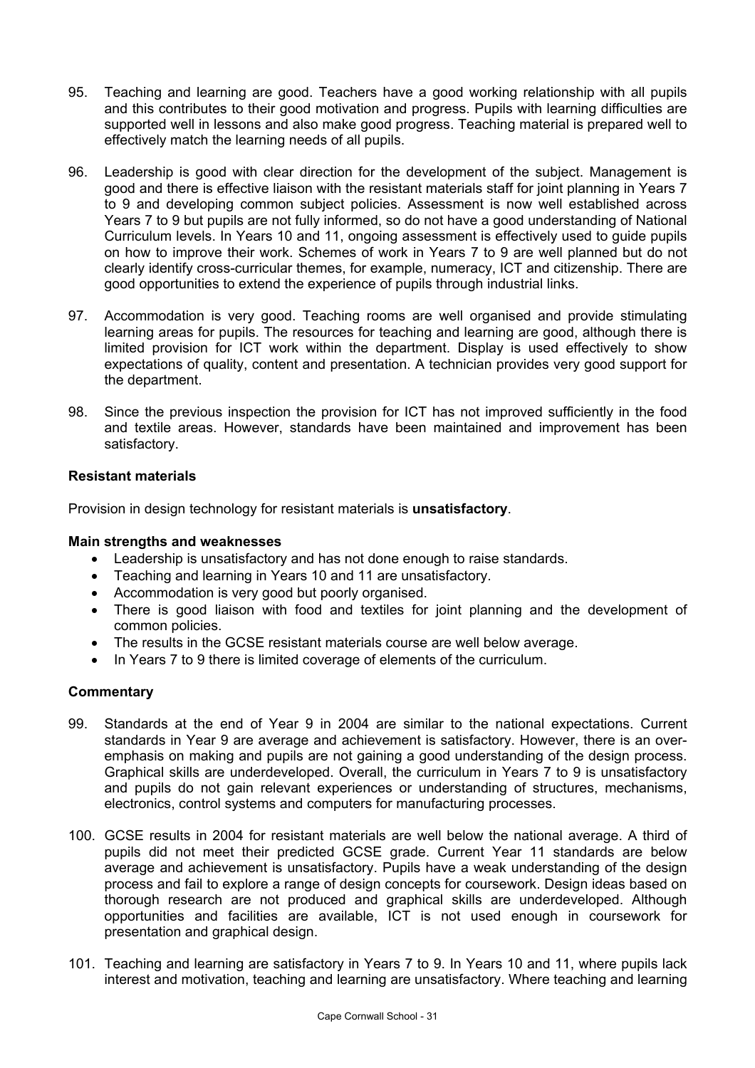95. Teaching and learning are good. Teachers have a good working relationship with all pupils and this contributes to their good motivation and progress. Pupils with learning difficulties are supported well in lessons and also make good progress. Teaching material is prepared well to effectively match the learning needs of all pupils.

96. Leadership is good with clear direction for the development of the subject. Management is good and there is effective liaison with the resistant materials staff for joint planning in Years 7 to 9 and developing common subject policies. Assessment is now well established across Years 7 to 9 but pupils are not fully informed, so do not have a good understanding of National Curriculum levels. In Years 10 and 11, ongoing assessment is effectively used to guide pupils on how to improve their work. Schemes of work in Years 7 to 9 are well planned but do not clearly identify cross-curricular themes, for example, numeracy, ICT and citizenship. There are good opportunities to extend the experience of pupils through industrial links.

97. Accommodation is very good. Teaching rooms are well organised and provide stimulating learning areas for pupils. The resources for teaching and learning are good, although there is limited provision for ICT work within the department. Display is used effectively to show expectations of quality, content and presentation. A technician provides very good support for the department.

98. Since the previous inspection the provision for ICT has not improved sufficiently in the food and textile areas. However, standards have been maintained and improvement has been satisfactory.

### Resistant materials

Provision in design technology for resistant materials is **unsatisfactory**.

#### Main strengths and weaknesses

- Leadership is unsatisfactory and has not done enough to raise standards.
- Teaching and learning in Years 10 and 11 are unsatisfactory.
- Accommodation is very good but poorly organised.
- There is good liaison with food and textiles for joint planning and the development of common policies.
- The results in the GCSE resistant materials course are well below average.
- In Years 7 to 9 there is limited coverage of elements of the curriculum.

#### Commentary

99. Standards at the end of Year 9 in 2004 are similar to the national expectations. Current standards in Year 9 are average and achievement is satisfactory. However, there is an over-emphasis on making and pupils are not gaining a good understanding of the design process. Graphical skills are underdeveloped. Overall, the curriculum in Years 7 to 9 is unsatisfactory and pupils do not gain relevant experiences or understanding of structures, mechanisms, electronics, control systems and computers for manufacturing processes.

100. GCSE results in 2004 for resistant materials are well below the national average. A third of pupils did not meet their predicted GCSE grade. Current Year 11 standards are below average and achievement is unsatisfactory. Pupils have a weak understanding of the design process and fail to explore a range of design concepts for coursework. Design ideas based on thorough research are not produced and graphical skills are underdeveloped. Although opportunities and facilities are available, ICT is not used enough in coursework for presentation and graphical design.

101. Teaching and learning are satisfactory in Years 7 to 9. In Years 10 and 11, where pupils lack interest and motivation, teaching and learning are unsatisfactory. Where teaching and learning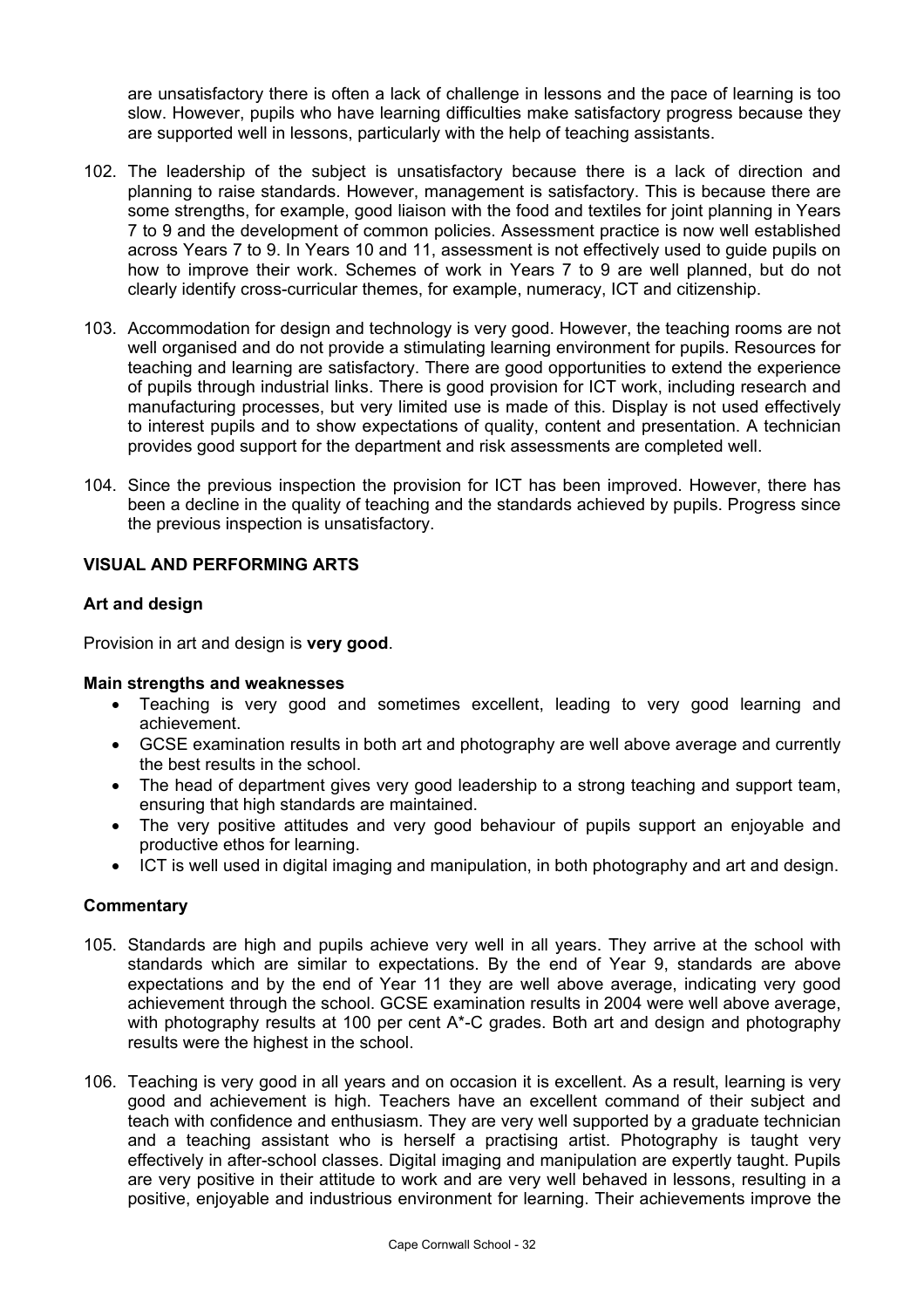are unsatisfactory there is often a lack of challenge in lessons and the pace of learning is too slow. However, pupils who have learning difficulties make satisfactory progress because they are supported well in lessons, particularly with the help of teaching assistants.

102. The leadership of the subject is unsatisfactory because there is a lack of direction and planning to raise standards. However, management is satisfactory. This is because there are some strengths, for example, good liaison with the food and textiles for joint planning in Years 7 to 9 and the development of common policies. Assessment practice is now well established across Years 7 to 9. In Years 10 and 11, assessment is not effectively used to guide pupils on how to improve their work. Schemes of work in Years 7 to 9 are well planned, but do not clearly identify cross-curricular themes, for example, numeracy, ICT and citizenship.

103. Accommodation for design and technology is very good. However, the teaching rooms are not well organised and do not provide a stimulating learning environment for pupils. Resources for teaching and learning are satisfactory. There are good opportunities to extend the experience of pupils through industrial links. There is good provision for ICT work, including research and manufacturing processes, but very limited use is made of this. Display is not used effectively to interest pupils and to show expectations of quality, content and presentation. A technician provides good support for the department and risk assessments are completed well.

104. Since the previous inspection the provision for ICT has been improved. However, there has been a decline in the quality of teaching and the standards achieved by pupils. Progress since the previous inspection is unsatisfactory.

## VISUAL AND PERFORMING ARTS

### Art and design

Provision in art and design is **very good**.

#### Main strengths and weaknesses

- Teaching is very good and sometimes excellent, leading to very good learning and achievement.
- GCSE examination results in both art and photography are well above average and currently the best results in the school.
- The head of department gives very good leadership to a strong teaching and support team, ensuring that high standards are maintained.
- The very positive attitudes and very good behaviour of pupils support an enjoyable and productive ethos for learning.
- ICT is well used in digital imaging and manipulation, in both photography and art and design.

#### Commentary

105. Standards are high and pupils achieve very well in all years. They arrive at the school with standards which are similar to expectations. By the end of Year 9, standards are above expectations and by the end of Year 11 they are well above average, indicating very good achievement through the school. GCSE examination results in 2004 were well above average, with photography results at 100 per cent A*-C grades. Both art and design and photography results were the highest in the school.

106. Teaching is very good in all years and on occasion it is excellent. As a result, learning is very good and achievement is high. Teachers have an excellent command of their subject and teach with confidence and enthusiasm. They are very well supported by a graduate technician and a teaching assistant who is herself a practising artist. Photography is taught very effectively in after-school classes. Digital imaging and manipulation are expertly taught. Pupils are very positive in their attitude to work and are very well behaved in lessons, resulting in a positive, enjoyable and industrious environment for learning. Their achievements improve the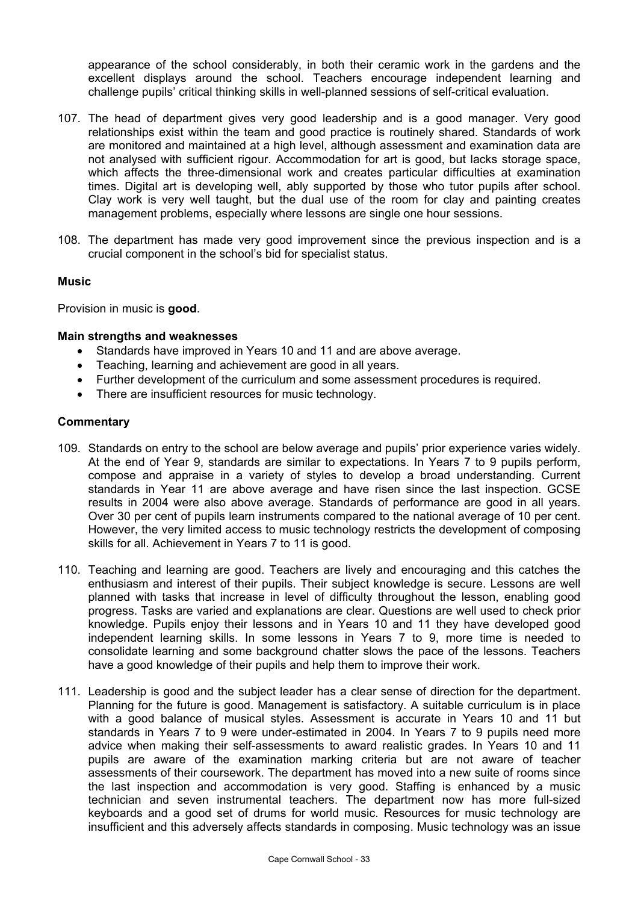appearance of the school considerably, in both their ceramic work in the gardens and the excellent displays around the school. Teachers encourage independent learning and challenge pupils' critical thinking skills in well-planned sessions of self-critical evaluation.

107. The head of department gives very good leadership and is a good manager. Very good relationships exist within the team and good practice is routinely shared. Standards of work are monitored and maintained at a high level, although assessment and examination data are not analysed with sufficient rigour. Accommodation for art is good, but lacks storage space, which affects the three-dimensional work and creates particular difficulties at examination times. Digital art is developing well, ably supported by those who tutor pupils after school. Clay work is very well taught, but the dual use of the room for clay and painting creates management problems, especially where lessons are single one hour sessions.

108. The department has made very good improvement since the previous inspection and is a crucial component in the school's bid for specialist status.

### Music

Provision in music is **good**.

#### Main strengths and weaknesses

- Standards have improved in Years 10 and 11 and are above average.
- Teaching, learning and achievement are good in all years.
- Further development of the curriculum and some assessment procedures is required.
- There are insufficient resources for music technology.

#### Commentary

109. Standards on entry to the school are below average and pupils' prior experience varies widely. At the end of Year 9, standards are similar to expectations. In Years 7 to 9 pupils perform, compose and appraise in a variety of styles to develop a broad understanding. Current standards in Year 11 are above average and have risen since the last inspection. GCSE results in 2004 were also above average. Standards of performance are good in all years. Over 30 per cent of pupils learn instruments compared to the national average of 10 per cent. However, the very limited access to music technology restricts the development of composing skills for all. Achievement in Years 7 to 11 is good.

110. Teaching and learning are good. Teachers are lively and encouraging and this catches the enthusiasm and interest of their pupils. Their subject knowledge is secure. Lessons are well planned with tasks that increase in level of difficulty throughout the lesson, enabling good progress. Tasks are varied and explanations are clear. Questions are well used to check prior knowledge. Pupils enjoy their lessons and in Years 10 and 11 they have developed good independent learning skills. In some lessons in Years 7 to 9, more time is needed to consolidate learning and some background chatter slows the pace of the lessons. Teachers have a good knowledge of their pupils and help them to improve their work.

111. Leadership is good and the subject leader has a clear sense of direction for the department. Planning for the future is good. Management is satisfactory. A suitable curriculum is in place with a good balance of musical styles. Assessment is accurate in Years 10 and 11 but standards in Years 7 to 9 were under-estimated in 2004. In Years 7 to 9 pupils need more advice when making their self-assessments to award realistic grades. In Years 10 and 11 pupils are aware of the examination marking criteria but are not aware of teacher assessments of their coursework. The department has moved into a new suite of rooms since the last inspection and accommodation is very good. Staffing is enhanced by a music technician and seven instrumental teachers. The department now has more full-sized keyboards and a good set of drums for world music. Resources for music technology are insufficient and this adversely affects standards in composing. Music technology was an issue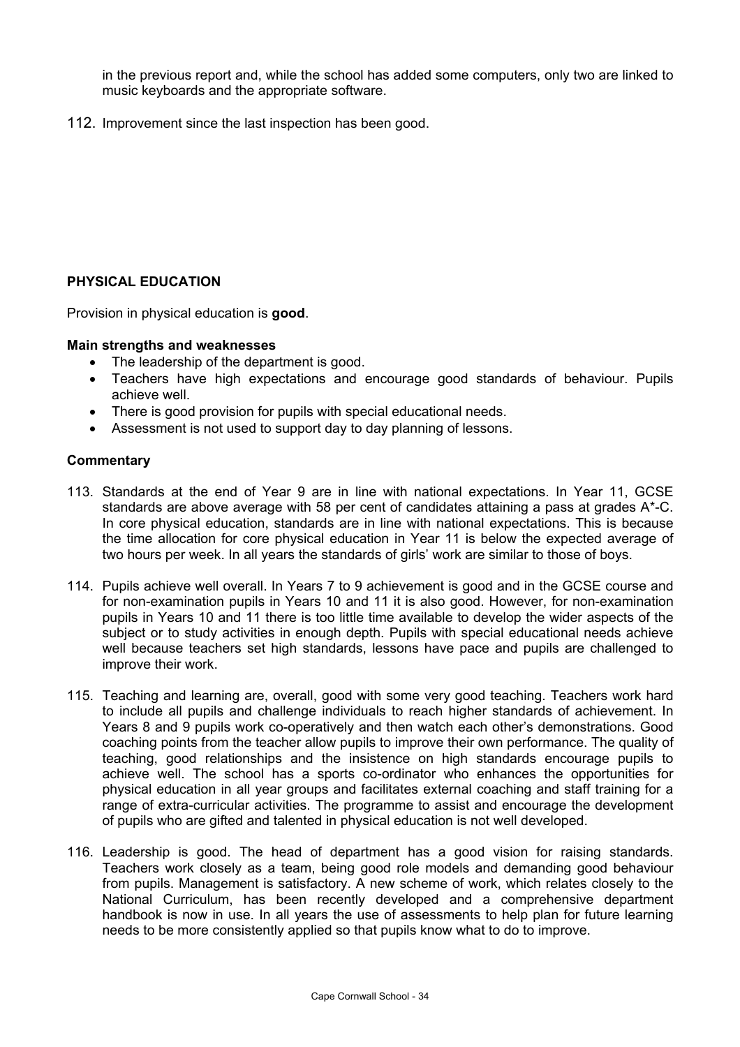in the previous report and, while the school has added some computers, only two are linked to music keyboards and the appropriate software.

112. Improvement since the last inspection has been good.

## PHYSICAL EDUCATION

Provision in physical education is **good**.

**Main strengths and weaknesses**

- The leadership of the department is good.
- Teachers have high expectations and encourage good standards of behaviour. Pupils achieve well.
- There is good provision for pupils with special educational needs.
- Assessment is not used to support day to day planning of lessons.

**Commentary**

113. Standards at the end of Year 9 are in line with national expectations. In Year 11, GCSE standards are above average with 58 per cent of candidates attaining a pass at grades A*-C. In core physical education, standards are in line with national expectations. This is because the time allocation for core physical education in Year 11 is below the expected average of two hours per week. In all years the standards of girls' work are similar to those of boys.

114. Pupils achieve well overall. In Years 7 to 9 achievement is good and in the GCSE course and for non-examination pupils in Years 10 and 11 it is also good. However, for non-examination pupils in Years 10 and 11 there is too little time available to develop the wider aspects of the subject or to study activities in enough depth. Pupils with special educational needs achieve well because teachers set high standards, lessons have pace and pupils are challenged to improve their work.

115. Teaching and learning are, overall, good with some very good teaching. Teachers work hard to include all pupils and challenge individuals to reach higher standards of achievement. In Years 8 and 9 pupils work co-operatively and then watch each other's demonstrations. Good coaching points from the teacher allow pupils to improve their own performance. The quality of teaching, good relationships and the insistence on high standards encourage pupils to achieve well. The school has a sports co-ordinator who enhances the opportunities for physical education in all year groups and facilitates external coaching and staff training for a range of extra-curricular activities. The programme to assist and encourage the development of pupils who are gifted and talented in physical education is not well developed.

116. Leadership is good. The head of department has a good vision for raising standards. Teachers work closely as a team, being good role models and demanding good behaviour from pupils. Management is satisfactory. A new scheme of work, which relates closely to the National Curriculum, has been recently developed and a comprehensive department handbook is now in use. In all years the use of assessments to help plan for future learning needs to be more consistently applied so that pupils know what to do to improve.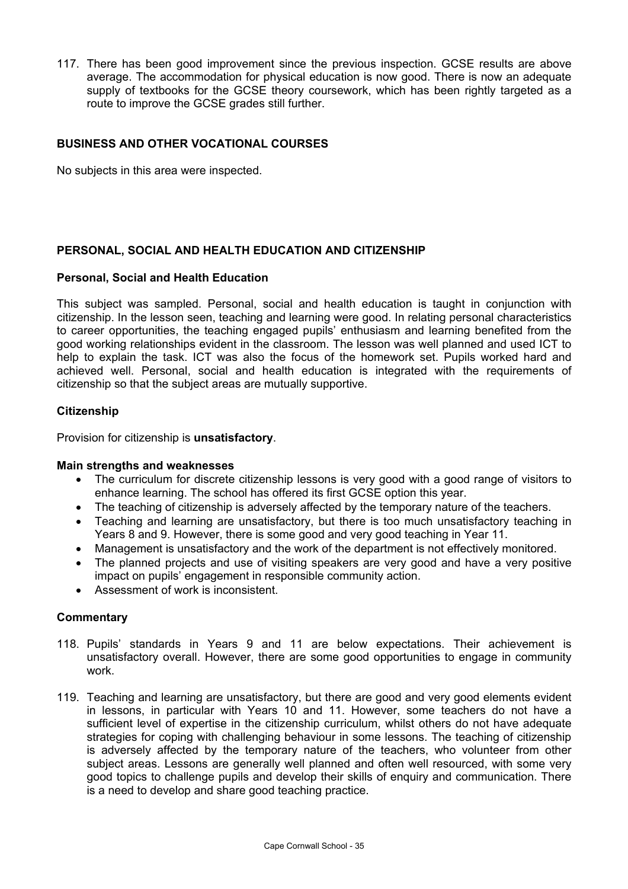117. There has been good improvement since the previous inspection. GCSE results are above average. The accommodation for physical education is now good. There is now an adequate supply of textbooks for the GCSE theory coursework, which has been rightly targeted as a route to improve the GCSE grades still further.

## BUSINESS AND OTHER VOCATIONAL COURSES

No subjects in this area were inspected.

## PERSONAL, SOCIAL AND HEALTH EDUCATION AND CITIZENSHIP

### Personal, Social and Health Education

This subject was sampled. Personal, social and health education is taught in conjunction with citizenship. In the lesson seen, teaching and learning were good. In relating personal characteristics to career opportunities, the teaching engaged pupils' enthusiasm and learning benefited from the good working relationships evident in the classroom. The lesson was well planned and used ICT to help to explain the task. ICT was also the focus of the homework set. Pupils worked hard and achieved well. Personal, social and health education is integrated with the requirements of citizenship so that the subject areas are mutually supportive.

### Citizenship

Provision for citizenship is **unsatisfactory**.

#### Main strengths and weaknesses

- The curriculum for discrete citizenship lessons is very good with a good range of visitors to enhance learning. The school has offered its first GCSE option this year.
- The teaching of citizenship is adversely affected by the temporary nature of the teachers.
- Teaching and learning are unsatisfactory, but there is too much unsatisfactory teaching in Years 8 and 9. However, there is some good and very good teaching in Year 11.
- Management is unsatisfactory and the work of the department is not effectively monitored.
- The planned projects and use of visiting speakers are very good and have a very positive impact on pupils' engagement in responsible community action.
- Assessment of work is inconsistent.

#### Commentary

118. Pupils' standards in Years 9 and 11 are below expectations. Their achievement is unsatisfactory overall. However, there are some good opportunities to engage in community work.

119. Teaching and learning are unsatisfactory, but there are good and very good elements evident in lessons, in particular with Years 10 and 11. However, some teachers do not have a sufficient level of expertise in the citizenship curriculum, whilst others do not have adequate strategies for coping with challenging behaviour in some lessons. The teaching of citizenship is adversely affected by the temporary nature of the teachers, who volunteer from other subject areas. Lessons are generally well planned and often well resourced, with some very good topics to challenge pupils and develop their skills of enquiry and communication. There is a need to develop and share good teaching practice.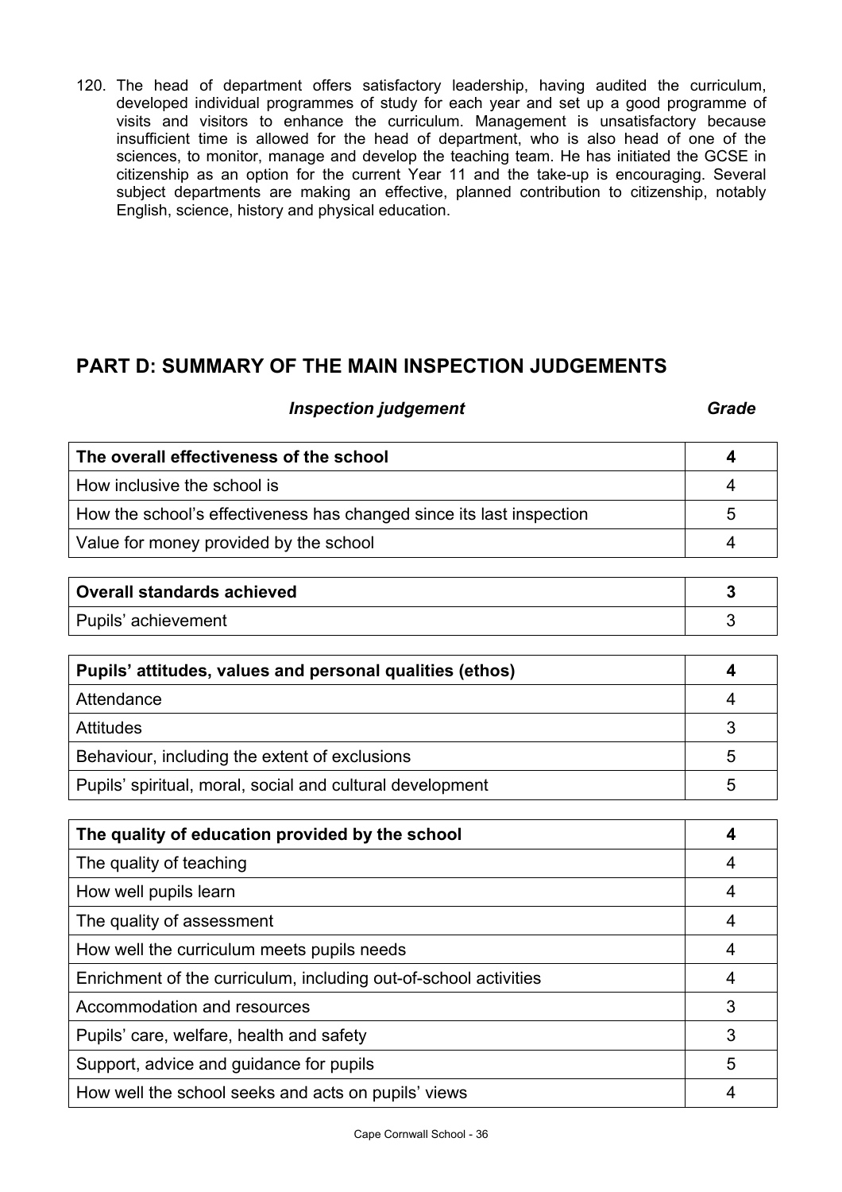120. The head of department offers satisfactory leadership, having audited the curriculum, developed individual programmes of study for each year and set up a good programme of visits and visitors to enhance the curriculum. Management is unsatisfactory because insufficient time is allowed for the head of department, who is also head of one of the sciences, to monitor, manage and develop the teaching team. He has initiated the GCSE in citizenship as an option for the current Year 11 and the take-up is encouraging. Several subject departments are making an effective, planned contribution to citizenship, notably English, science, history and physical education.

## PART D: SUMMARY OF THE MAIN INSPECTION JUDGEMENTS

| *Inspection judgement* | *Grade* |
|---|---|
| **The overall effectiveness of the school** | **4** |
| How inclusive the school is | 4 |
| How the school's effectiveness has changed since its last inspection | 5 |
| Value for money provided by the school | 4 |
| **Overall standards achieved** | **3** |
| Pupils' achievement | 3 |
| **Pupils' attitudes, values and personal qualities (ethos)** | **4** |
| Attendance | 4 |
| Attitudes | 3 |
| Behaviour, including the extent of exclusions | 5 |
| Pupils' spiritual, moral, social and cultural development | 5 |
| **The quality of education provided by the school** | **4** |
| The quality of teaching | 4 |
| How well pupils learn | 4 |
| The quality of assessment | 4 |
| How well the curriculum meets pupils needs | 4 |
| Enrichment of the curriculum, including out-of-school activities | 4 |
| Accommodation and resources | 3 |
| Pupils' care, welfare, health and safety | 3 |
| Support, advice and guidance for pupils | 5 |
| How well the school seeks and acts on pupils' views | 4 |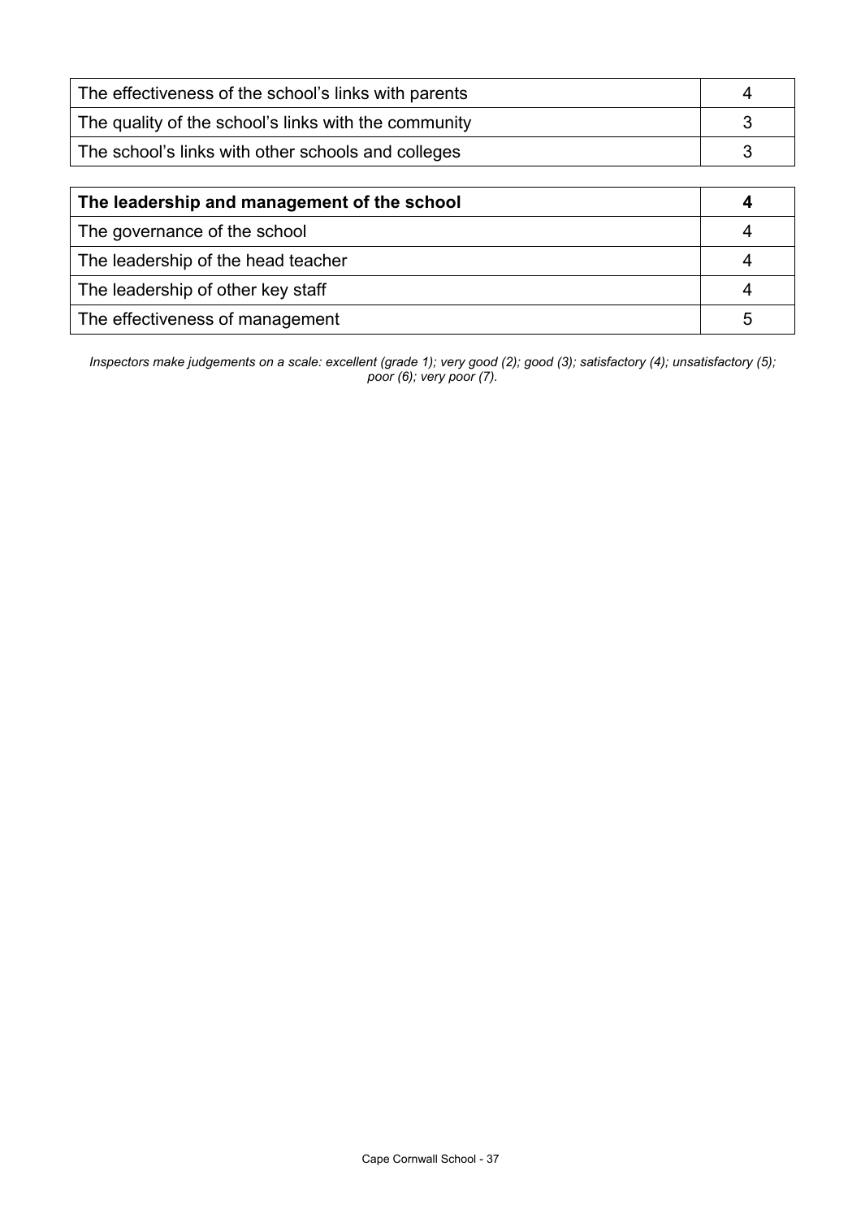| | |
|---|---|
| The effectiveness of the school's links with parents | 4 |
| The quality of the school's links with the community | 3 |
| The school's links with other schools and colleges | 3 |

| **The leadership and management of the school** | **4** |
|---|---|
| The governance of the school | 4 |
| The leadership of the head teacher | 4 |
| The leadership of other key staff | 4 |
| The effectiveness of management | 5 |

*Inspectors make judgements on a scale: excellent (grade 1); very good (2); good (3); satisfactory (4); unsatisfactory (5); poor (6); very poor (7).*